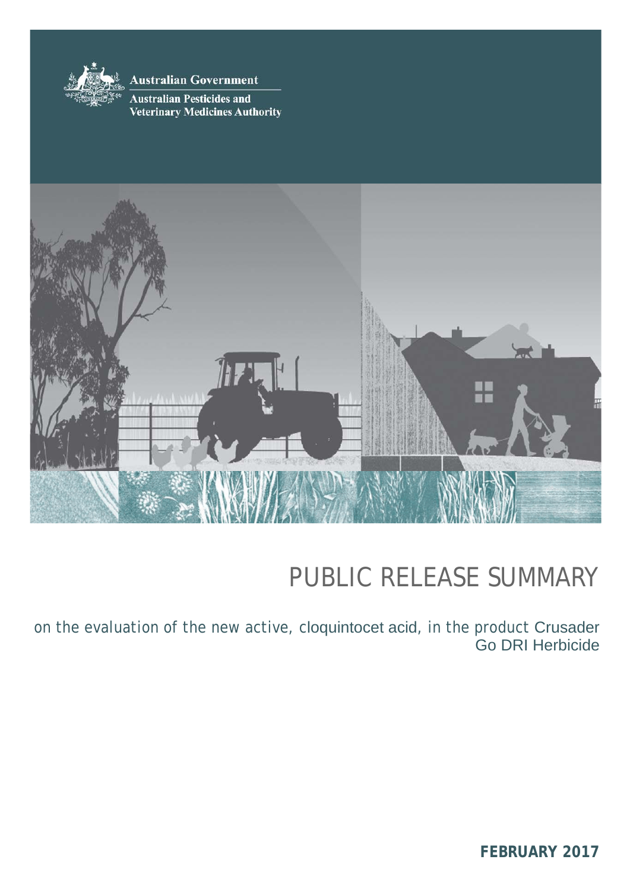Australian Government

Australian Pesticides and Veterinary Medicines Authority

# PUBLIC RELEASE SUMMARY

on the evaluation of the new active, cloquintocet acid, in the product Crusader Go DRI Herbicide

**FEBRUARY 2017**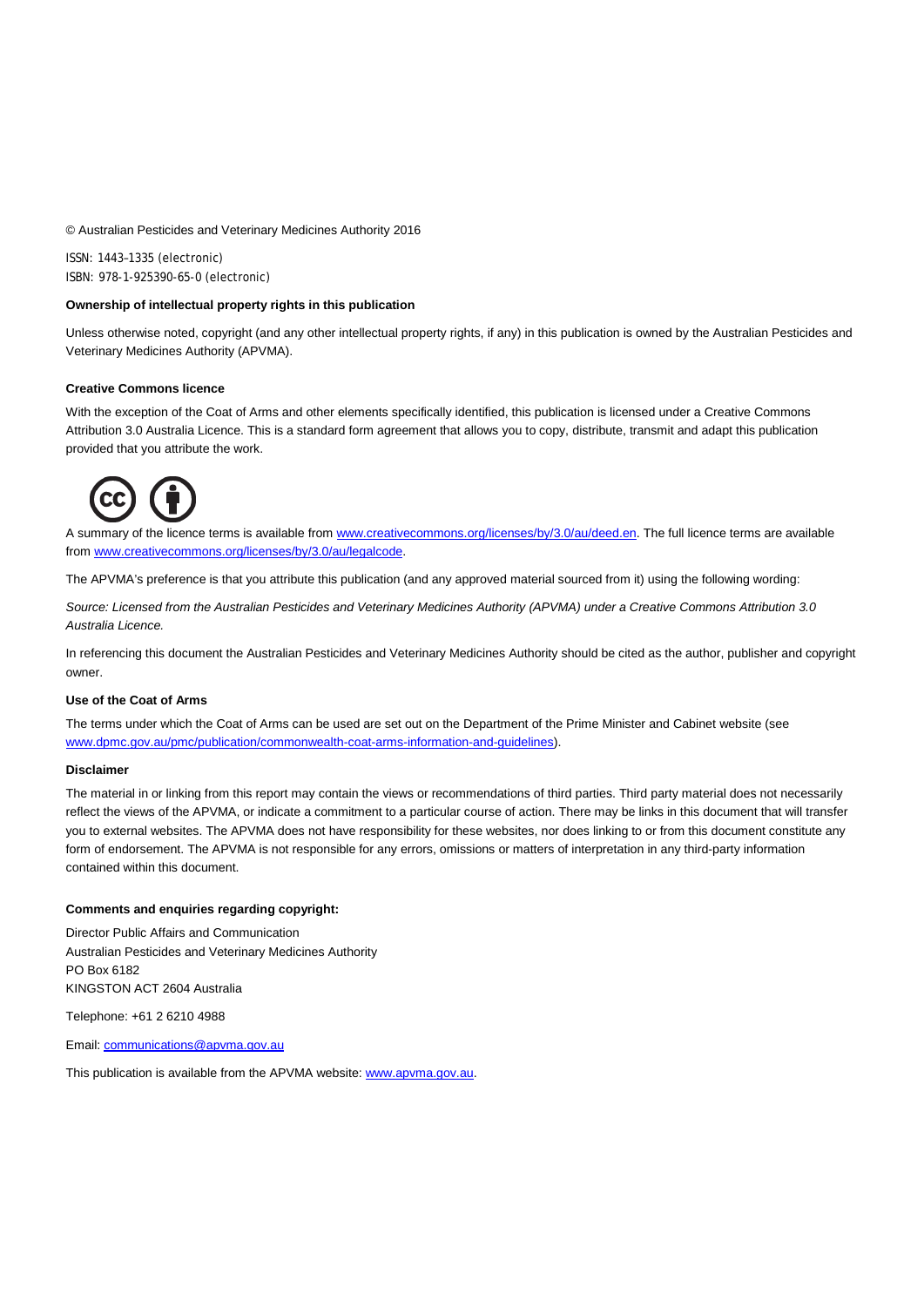© Australian Pesticides and Veterinary Medicines Authority 2016

ISSN: 1443–1335 (electronic)
ISBN: 978-1-925390-65-0 (electronic)

**Ownership of intellectual property rights in this publication**

Unless otherwise noted, copyright (and any other intellectual property rights, if any) in this publication is owned by the Australian Pesticides and Veterinary Medicines Authority (APVMA).

**Creative Commons licence**

With the exception of the Coat of Arms and other elements specifically identified, this publication is licensed under a Creative Commons Attribution 3.0 Australia Licence. This is a standard form agreement that allows you to copy, distribute, transmit and adapt this publication provided that you attribute the work.

A summary of the licence terms is available from www.creativecommons.org/licenses/by/3.0/au/deed.en. The full licence terms are available from www.creativecommons.org/licenses/by/3.0/au/legalcode.

The APVMA's preference is that you attribute this publication (and any approved material sourced from it) using the following wording:

*Source: Licensed from the Australian Pesticides and Veterinary Medicines Authority (APVMA) under a Creative Commons Attribution 3.0 Australia Licence.*

In referencing this document the Australian Pesticides and Veterinary Medicines Authority should be cited as the author, publisher and copyright owner.

**Use of the Coat of Arms**

The terms under which the Coat of Arms can be used are set out on the Department of the Prime Minister and Cabinet website (see www.dpmc.gov.au/pmc/publication/commonwealth-coat-arms-information-and-guidelines).

**Disclaimer**

The material in or linking from this report may contain the views or recommendations of third parties. Third party material does not necessarily reflect the views of the APVMA, or indicate a commitment to a particular course of action. There may be links in this document that will transfer you to external websites. The APVMA does not have responsibility for these websites, nor does linking to or from this document constitute any form of endorsement. The APVMA is not responsible for any errors, omissions or matters of interpretation in any third-party information contained within this document.

**Comments and enquiries regarding copyright:**

Director Public Affairs and Communication
Australian Pesticides and Veterinary Medicines Authority
PO Box 6182
KINGSTON ACT 2604 Australia

Telephone: +61 2 6210 4988

Email: communications@apvma.gov.au

This publication is available from the APVMA website: www.apvma.gov.au.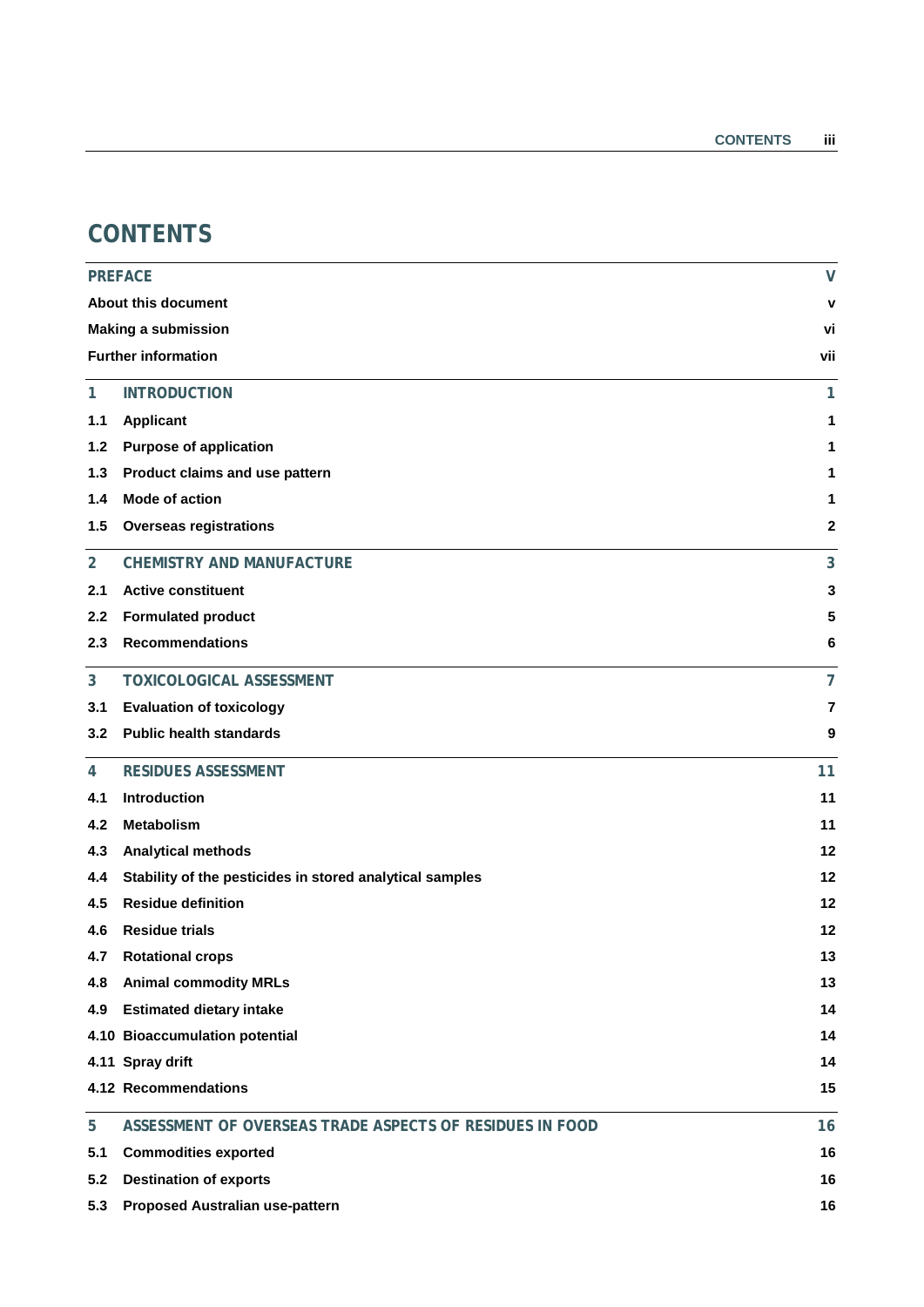# CONTENTS

| | | |
|---|---|---|
| **PREFACE** | | **V** |
| **About this document** | | **v** |
| **Making a submission** | | **vi** |
| **Further information** | | **vii** |
| **1** | **INTRODUCTION** | **1** |
| **1.1** | **Applicant** | **1** |
| **1.2** | **Purpose of application** | **1** |
| **1.3** | **Product claims and use pattern** | **1** |
| **1.4** | **Mode of action** | **1** |
| **1.5** | **Overseas registrations** | **2** |
| **2** | **CHEMISTRY AND MANUFACTURE** | **3** |
| **2.1** | **Active constituent** | **3** |
| **2.2** | **Formulated product** | **5** |
| **2.3** | **Recommendations** | **6** |
| **3** | **TOXICOLOGICAL ASSESSMENT** | **7** |
| **3.1** | **Evaluation of toxicology** | **7** |
| **3.2** | **Public health standards** | **9** |
| **4** | **RESIDUES ASSESSMENT** | **11** |
| **4.1** | **Introduction** | **11** |
| **4.2** | **Metabolism** | **11** |
| **4.3** | **Analytical methods** | **12** |
| **4.4** | **Stability of the pesticides in stored analytical samples** | **12** |
| **4.5** | **Residue definition** | **12** |
| **4.6** | **Residue trials** | **12** |
| **4.7** | **Rotational crops** | **13** |
| **4.8** | **Animal commodity MRLs** | **13** |
| **4.9** | **Estimated dietary intake** | **14** |
| **4.10** | **Bioaccumulation potential** | **14** |
| **4.11** | **Spray drift** | **14** |
| **4.12** | **Recommendations** | **15** |
| **5** | **ASSESSMENT OF OVERSEAS TRADE ASPECTS OF RESIDUES IN FOOD** | **16** |
| **5.1** | **Commodities exported** | **16** |
| **5.2** | **Destination of exports** | **16** |
| **5.3** | **Proposed Australian use-pattern** | **16** |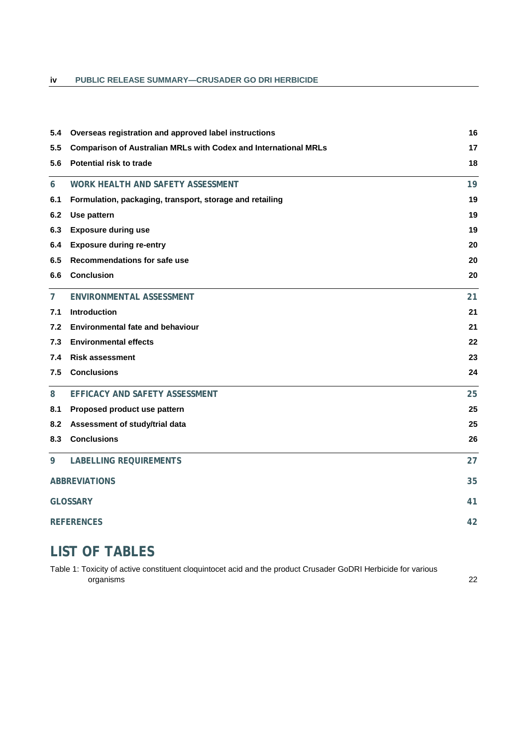| | | |
|---|---|---|
| 5.4 | Overseas registration and approved label instructions | 16 |
| 5.5 | Comparison of Australian MRLs with Codex and International MRLs | 17 |
| 5.6 | Potential risk to trade | 18 |
| **6** | **WORK HEALTH AND SAFETY ASSESSMENT** | **19** |
| 6.1 | Formulation, packaging, transport, storage and retailing | 19 |
| 6.2 | Use pattern | 19 |
| 6.3 | Exposure during use | 19 |
| 6.4 | Exposure during re-entry | 20 |
| 6.5 | Recommendations for safe use | 20 |
| 6.6 | Conclusion | 20 |
| **7** | **ENVIRONMENTAL ASSESSMENT** | **21** |
| 7.1 | Introduction | 21 |
| 7.2 | Environmental fate and behaviour | 21 |
| 7.3 | Environmental effects | 22 |
| 7.4 | Risk assessment | 23 |
| 7.5 | Conclusions | 24 |
| **8** | **EFFICACY AND SAFETY ASSESSMENT** | **25** |
| 8.1 | Proposed product use pattern | 25 |
| 8.2 | Assessment of study/trial data | 25 |
| 8.3 | Conclusions | 26 |
| **9** | **LABELLING REQUIREMENTS** | **27** |
| **ABBREVIATIONS** | | **35** |
| **GLOSSARY** | | **41** |
| **REFERENCES** | | **42** |

# LIST OF TABLES

Table 1: Toxicity of active constituent cloquintocet acid and the product Crusader GoDRI Herbicide for various organisms 22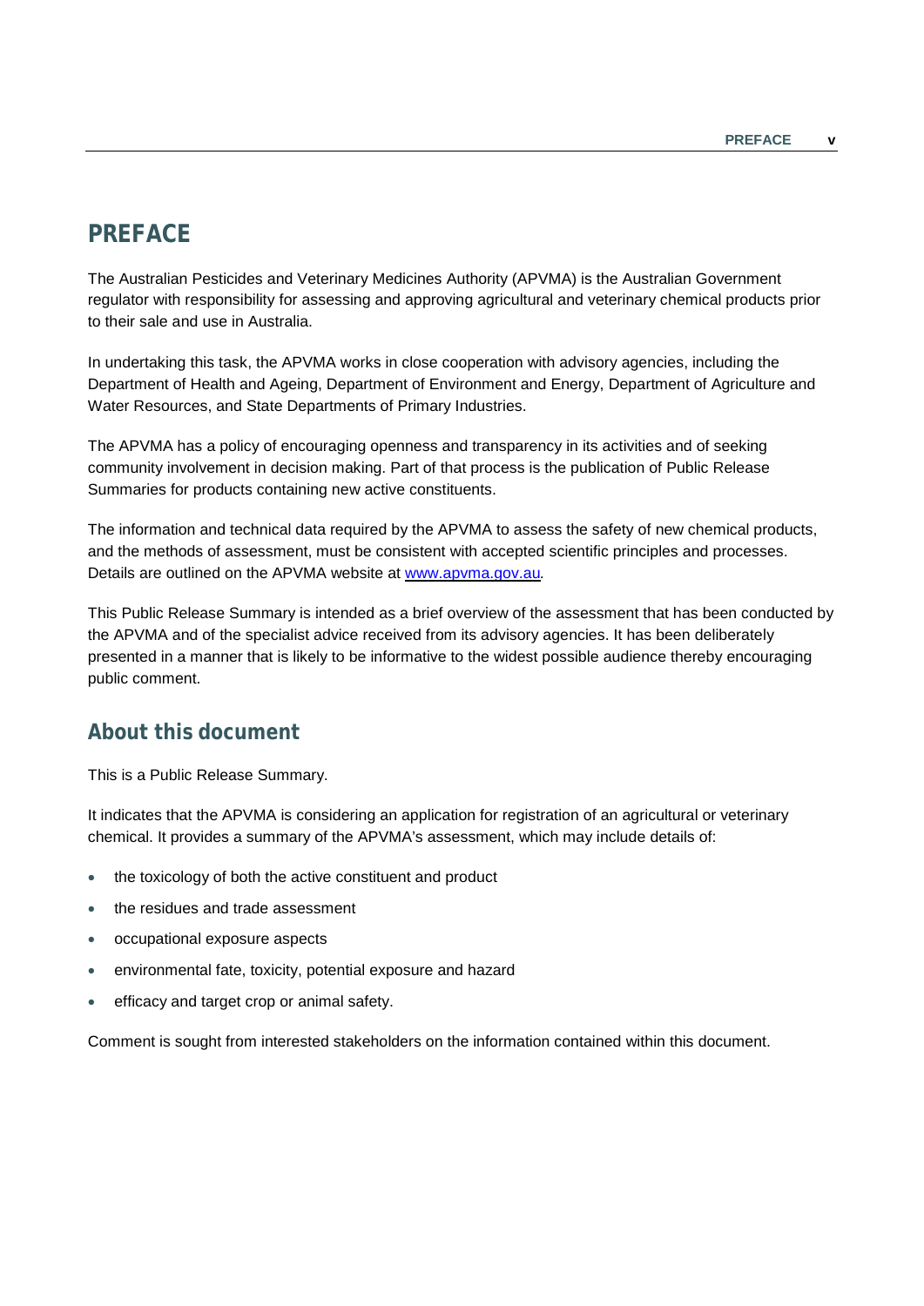# PREFACE

The Australian Pesticides and Veterinary Medicines Authority (APVMA) is the Australian Government regulator with responsibility for assessing and approving agricultural and veterinary chemical products prior to their sale and use in Australia.

In undertaking this task, the APVMA works in close cooperation with advisory agencies, including the Department of Health and Ageing, Department of Environment and Energy, Department of Agriculture and Water Resources, and State Departments of Primary Industries.

The APVMA has a policy of encouraging openness and transparency in its activities and of seeking community involvement in decision making. Part of that process is the publication of Public Release Summaries for products containing new active constituents.

The information and technical data required by the APVMA to assess the safety of new chemical products, and the methods of assessment, must be consistent with accepted scientific principles and processes. Details are outlined on the APVMA website at [www.apvma.gov.au](http://www.apvma.gov.au).

This Public Release Summary is intended as a brief overview of the assessment that has been conducted by the APVMA and of the specialist advice received from its advisory agencies. It has been deliberately presented in a manner that is likely to be informative to the widest possible audience thereby encouraging public comment.

## About this document

This is a Public Release Summary.

It indicates that the APVMA is considering an application for registration of an agricultural or veterinary chemical. It provides a summary of the APVMA's assessment, which may include details of:

- the toxicology of both the active constituent and product
- the residues and trade assessment
- occupational exposure aspects
- environmental fate, toxicity, potential exposure and hazard
- efficacy and target crop or animal safety.

Comment is sought from interested stakeholders on the information contained within this document.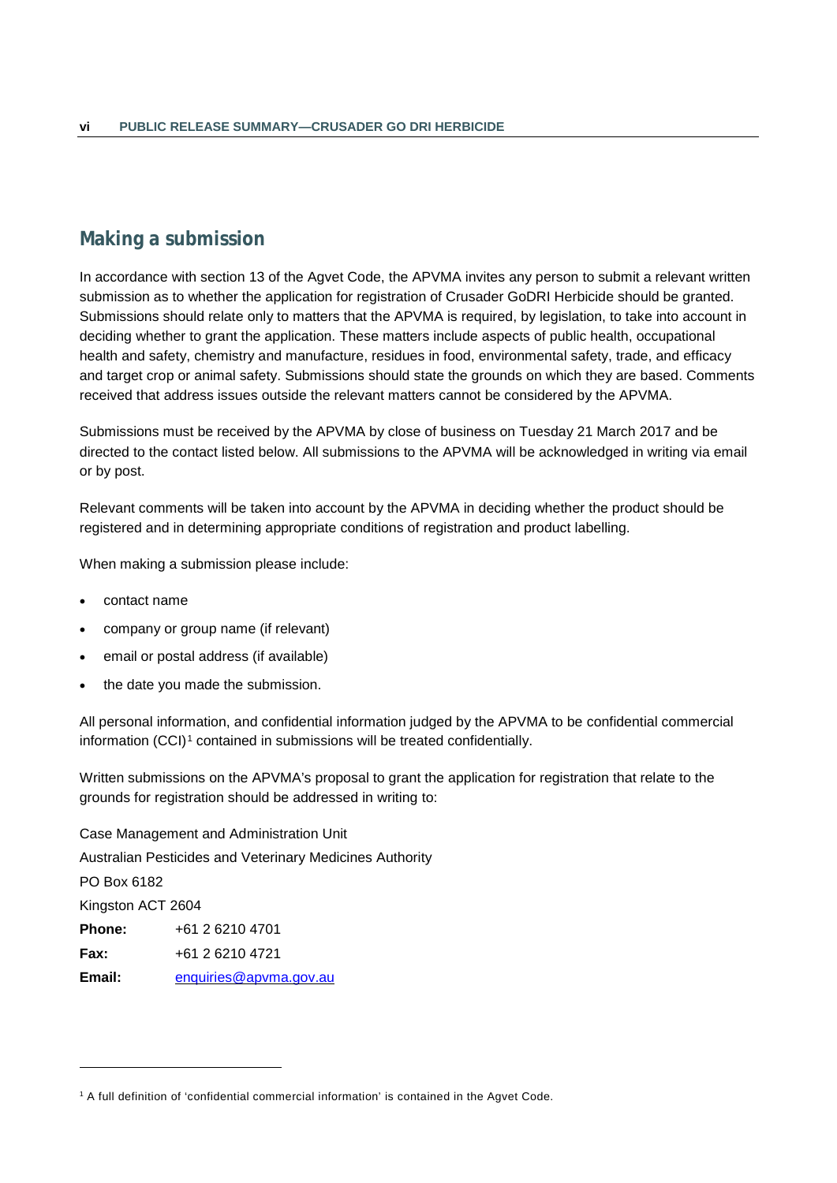## Making a submission

In accordance with section 13 of the Agvet Code, the APVMA invites any person to submit a relevant written submission as to whether the application for registration of Crusader GoDRI Herbicide should be granted. Submissions should relate only to matters that the APVMA is required, by legislation, to take into account in deciding whether to grant the application. These matters include aspects of public health, occupational health and safety, chemistry and manufacture, residues in food, environmental safety, trade, and efficacy and target crop or animal safety. Submissions should state the grounds on which they are based. Comments received that address issues outside the relevant matters cannot be considered by the APVMA.

Submissions must be received by the APVMA by close of business on Tuesday 21 March 2017 and be directed to the contact listed below. All submissions to the APVMA will be acknowledged in writing via email or by post.

Relevant comments will be taken into account by the APVMA in deciding whether the product should be registered and in determining appropriate conditions of registration and product labelling.

When making a submission please include:

- contact name
- company or group name (if relevant)
- email or postal address (if available)
- the date you made the submission.

All personal information, and confidential information judged by the APVMA to be confidential commercial information (CCI)[1] contained in submissions will be treated confidentially.

Written submissions on the APVMA's proposal to grant the application for registration that relate to the grounds for registration should be addressed in writing to:

Case Management and Administration Unit
Australian Pesticides and Veterinary Medicines Authority
PO Box 6182
Kingston ACT 2604

**Phone:** +61 2 6210 4701
**Fax:** +61 2 6210 4721
**Email:** enquiries@apvma.gov.au

[1] A full definition of 'confidential commercial information' is contained in the Agvet Code.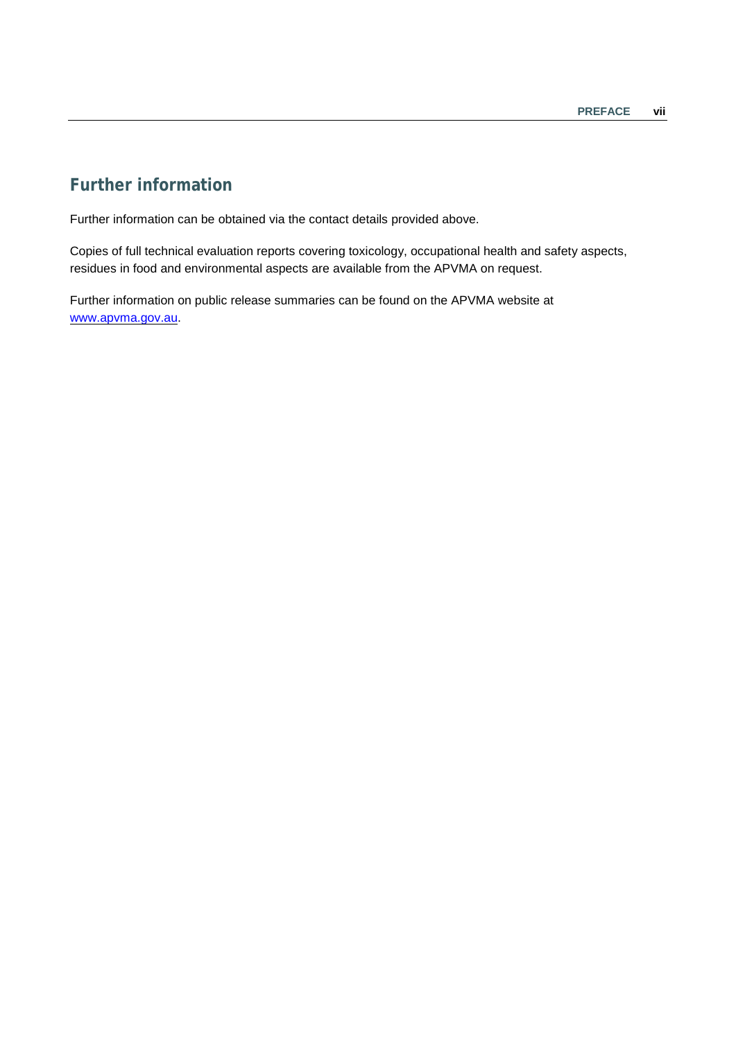## Further information

Further information can be obtained via the contact details provided above.

Copies of full technical evaluation reports covering toxicology, occupational health and safety aspects, residues in food and environmental aspects are available from the APVMA on request.

Further information on public release summaries can be found on the APVMA website at [www.apvma.gov.au](http://www.apvma.gov.au).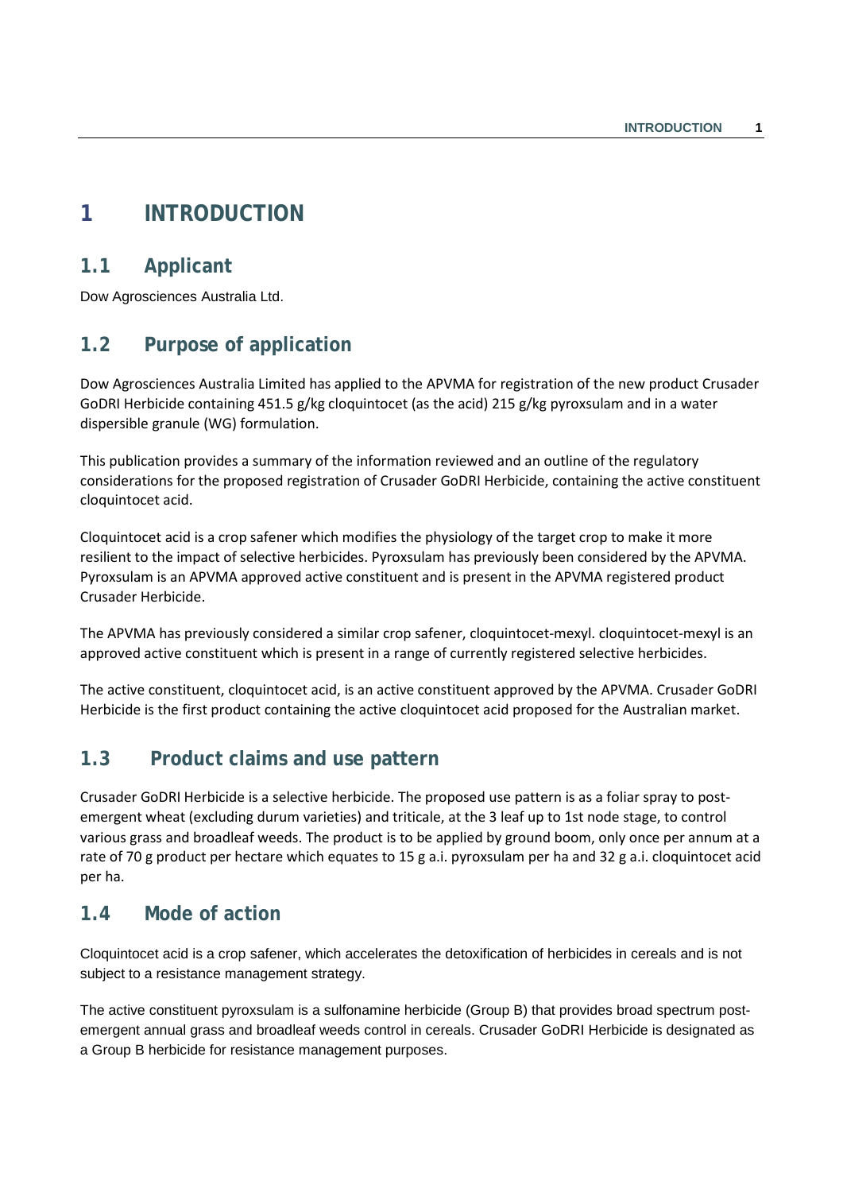# 1 INTRODUCTION

## 1.1 Applicant

Dow Agrosciences Australia Ltd.

## 1.2 Purpose of application

Dow Agrosciences Australia Limited has applied to the APVMA for registration of the new product Crusader GoDRI Herbicide containing 451.5 g/kg cloquintocet (as the acid) 215 g/kg pyroxsulam and in a water dispersible granule (WG) formulation.

This publication provides a summary of the information reviewed and an outline of the regulatory considerations for the proposed registration of Crusader GoDRI Herbicide, containing the active constituent cloquintocet acid.

Cloquintocet acid is a crop safener which modifies the physiology of the target crop to make it more resilient to the impact of selective herbicides. Pyroxsulam has previously been considered by the APVMA. Pyroxsulam is an APVMA approved active constituent and is present in the APVMA registered product Crusader Herbicide.

The APVMA has previously considered a similar crop safener, cloquintocet-mexyl. cloquintocet-mexyl is an approved active constituent which is present in a range of currently registered selective herbicides.

The active constituent, cloquintocet acid, is an active constituent approved by the APVMA. Crusader GoDRI Herbicide is the first product containing the active cloquintocet acid proposed for the Australian market.

## 1.3 Product claims and use pattern

Crusader GoDRI Herbicide is a selective herbicide. The proposed use pattern is as a foliar spray to post-emergent wheat (excluding durum varieties) and triticale, at the 3 leaf up to 1st node stage, to control various grass and broadleaf weeds. The product is to be applied by ground boom, only once per annum at a rate of 70 g product per hectare which equates to 15 g a.i. pyroxsulam per ha and 32 g a.i. cloquintocet acid per ha.

## 1.4 Mode of action

Cloquintocet acid is a crop safener, which accelerates the detoxification of herbicides in cereals and is not subject to a resistance management strategy.

The active constituent pyroxsulam is a sulfonamine herbicide (Group B) that provides broad spectrum post-emergent annual grass and broadleaf weeds control in cereals. Crusader GoDRI Herbicide is designated as a Group B herbicide for resistance management purposes.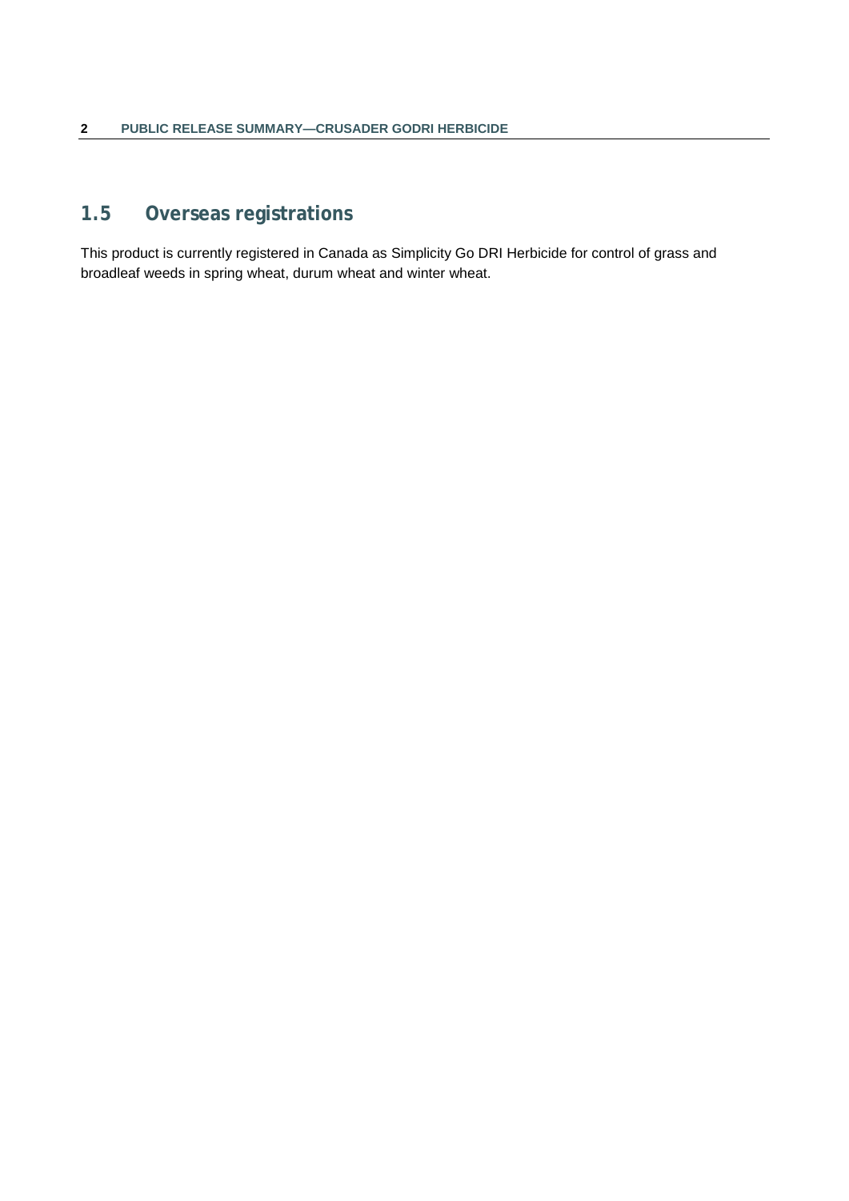## 1.5 Overseas registrations

This product is currently registered in Canada as Simplicity Go DRI Herbicide for control of grass and broadleaf weeds in spring wheat, durum wheat and winter wheat.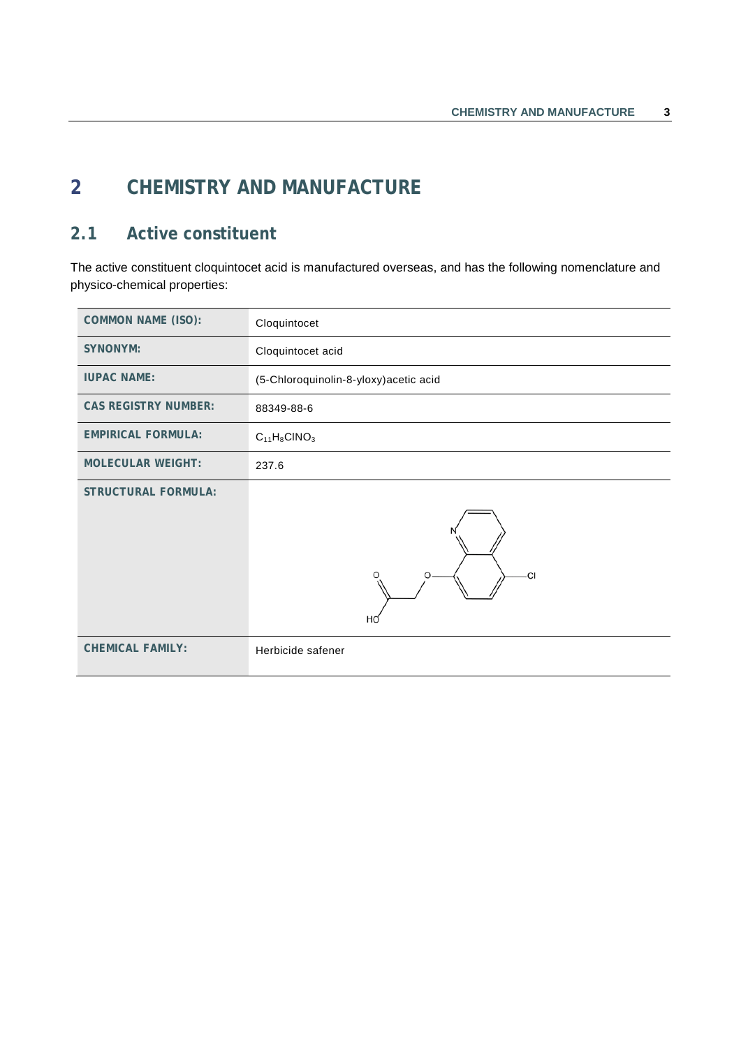# 2 CHEMISTRY AND MANUFACTURE

## 2.1 Active constituent

The active constituent cloquintocet acid is manufactured overseas, and has the following nomenclature and physico-chemical properties:

| | |
|---|---|
| **COMMON NAME (ISO):** | Cloquintocet |
| **SYNONYM:** | Cloquintocet acid |
| **IUPAC NAME:** | (5-Chloroquinolin-8-yloxy)acetic acid |
| **CAS REGISTRY NUMBER:** | 88349-88-6 |
| **EMPIRICAL FORMULA:** | $C_{11}H_8ClNO_3$ |
| **MOLECULAR WEIGHT:** | 237.6 |
| **STRUCTURAL FORMULA:** | |
| **CHEMICAL FAMILY:** | Herbicide safener |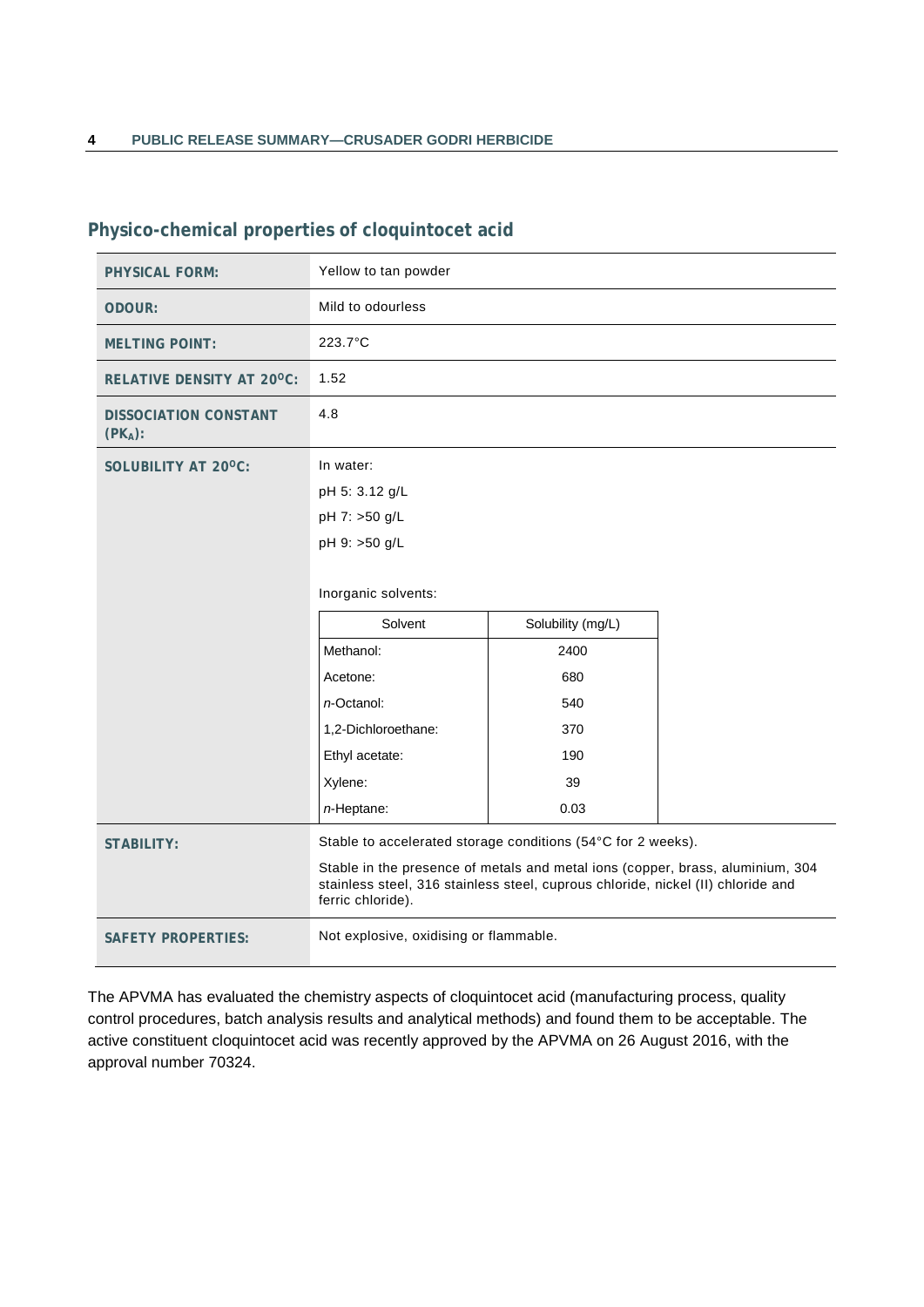## Physico-chemical properties of cloquintocet acid

| | |
|---|---|
| **PHYSICAL FORM:** | Yellow to tan powder |
| **ODOUR:** | Mild to odourless |
| **MELTING POINT:** | 223.7°C |
| **RELATIVE DENSITY AT 20°C:** | 1.52 |
| **DISSOCIATION CONSTANT ($PK_A$):** | 4.8 |
| **SOLUBILITY AT 20°C:** | In water:<br>pH 5: 3.12 g/L<br>pH 7: >50 g/L<br>pH 9: >50 g/L<br><br>Inorganic solvents:<br>Solvent – Solubility (mg/L)<br>Methanol: 2400<br>Acetone: 680<br>*n*-Octanol: 540<br>1,2-Dichloroethane: 370<br>Ethyl acetate: 190<br>Xylene: 39<br>*n*-Heptane: 0.03 |
| **STABILITY:** | Stable to accelerated storage conditions (54°C for 2 weeks).<br><br>Stable in the presence of metals and metal ions (copper, brass, aluminium, 304 stainless steel, 316 stainless steel, cuprous chloride, nickel (II) chloride and ferric chloride). |
| **SAFETY PROPERTIES:** | Not explosive, oxidising or flammable. |

The APVMA has evaluated the chemistry aspects of cloquintocet acid (manufacturing process, quality control procedures, batch analysis results and analytical methods) and found them to be acceptable. The active constituent cloquintocet acid was recently approved by the APVMA on 26 August 2016, with the approval number 70324.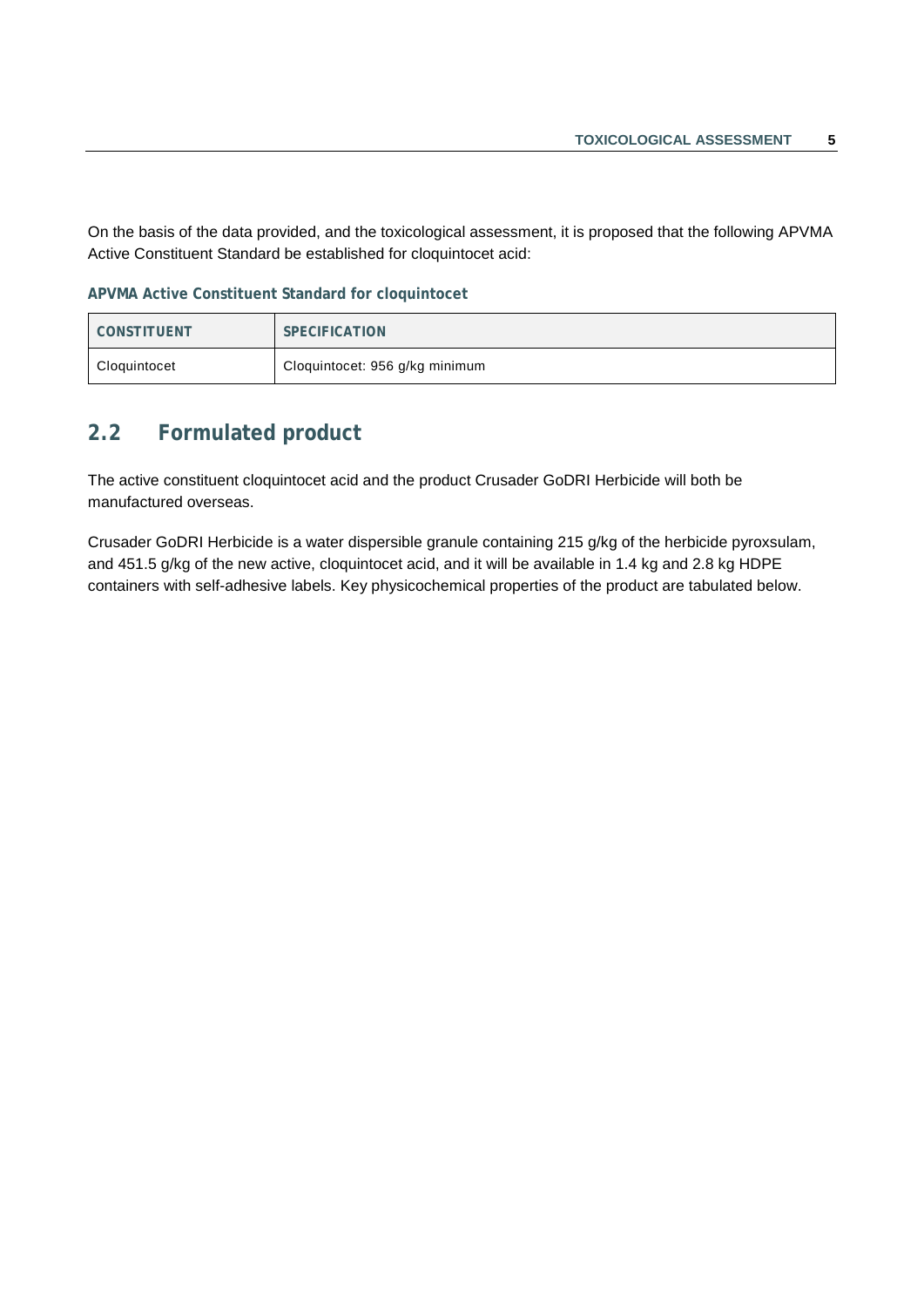On the basis of the data provided, and the toxicological assessment, it is proposed that the following APVMA Active Constituent Standard be established for cloquintocet acid:

**APVMA Active Constituent Standard for cloquintocet**

| CONSTITUENT | SPECIFICATION |
| --- | --- |
| Cloquintocet | Cloquintocet: 956 g/kg minimum |

## 2.2 Formulated product

The active constituent cloquintocet acid and the product Crusader GoDRI Herbicide will both be manufactured overseas.

Crusader GoDRI Herbicide is a water dispersible granule containing 215 g/kg of the herbicide pyroxsulam, and 451.5 g/kg of the new active, cloquintocet acid, and it will be available in 1.4 kg and 2.8 kg HDPE containers with self-adhesive labels. Key physicochemical properties of the product are tabulated below.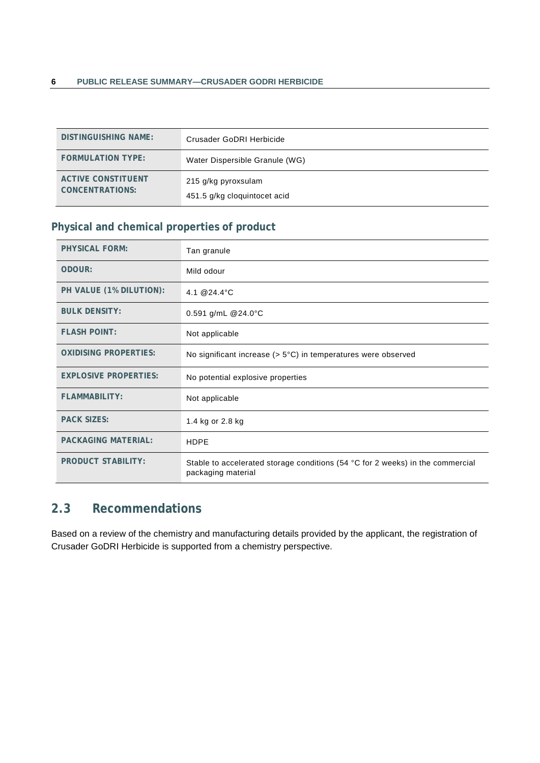| DISTINGUISHING NAME: | Crusader GoDRI Herbicide |
| --- | --- |
| FORMULATION TYPE: | Water Dispersible Granule (WG) |
| ACTIVE CONSTITUENT CONCENTRATIONS: | 215 g/kg pyroxsulam<br>451.5 g/kg cloquintocet acid |

### Physical and chemical properties of product

| PHYSICAL FORM: | Tan granule |
| --- | --- |
| ODOUR: | Mild odour |
| PH VALUE (1% DILUTION): | 4.1 @24.4°C |
| BULK DENSITY: | 0.591 g/mL @24.0°C |
| FLASH POINT: | Not applicable |
| OXIDISING PROPERTIES: | No significant increase (> 5°C) in temperatures were observed |
| EXPLOSIVE PROPERTIES: | No potential explosive properties |
| FLAMMABILITY: | Not applicable |
| PACK SIZES: | 1.4 kg or 2.8 kg |
| PACKAGING MATERIAL: | HDPE |
| PRODUCT STABILITY: | Stable to accelerated storage conditions (54 °C for 2 weeks) in the commercial packaging material |

## 2.3 Recommendations

Based on a review of the chemistry and manufacturing details provided by the applicant, the registration of Crusader GoDRI Herbicide is supported from a chemistry perspective.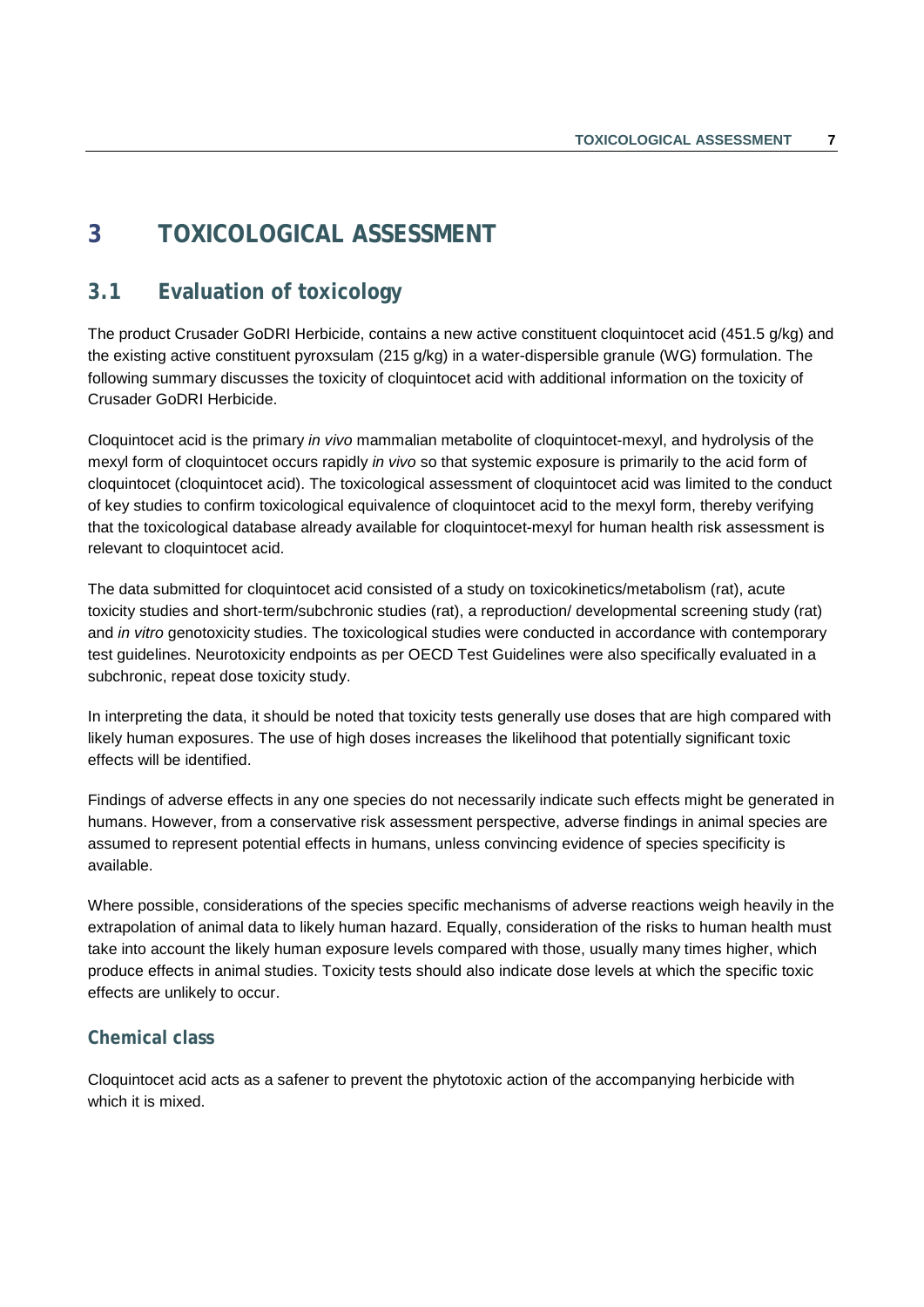# 3 TOXICOLOGICAL ASSESSMENT

## 3.1 Evaluation of toxicology

The product Crusader GoDRI Herbicide, contains a new active constituent cloquintocet acid (451.5 g/kg) and the existing active constituent pyroxsulam (215 g/kg) in a water-dispersible granule (WG) formulation. The following summary discusses the toxicity of cloquintocet acid with additional information on the toxicity of Crusader GoDRI Herbicide.

Cloquintocet acid is the primary *in vivo* mammalian metabolite of cloquintocet-mexyl, and hydrolysis of the mexyl form of cloquintocet occurs rapidly *in vivo* so that systemic exposure is primarily to the acid form of cloquintocet (cloquintocet acid). The toxicological assessment of cloquintocet acid was limited to the conduct of key studies to confirm toxicological equivalence of cloquintocet acid to the mexyl form, thereby verifying that the toxicological database already available for cloquintocet-mexyl for human health risk assessment is relevant to cloquintocet acid.

The data submitted for cloquintocet acid consisted of a study on toxicokinetics/metabolism (rat), acute toxicity studies and short-term/subchronic studies (rat), a reproduction/ developmental screening study (rat) and *in vitro* genotoxicity studies. The toxicological studies were conducted in accordance with contemporary test guidelines. Neurotoxicity endpoints as per OECD Test Guidelines were also specifically evaluated in a subchronic, repeat dose toxicity study.

In interpreting the data, it should be noted that toxicity tests generally use doses that are high compared with likely human exposures. The use of high doses increases the likelihood that potentially significant toxic effects will be identified.

Findings of adverse effects in any one species do not necessarily indicate such effects might be generated in humans. However, from a conservative risk assessment perspective, adverse findings in animal species are assumed to represent potential effects in humans, unless convincing evidence of species specificity is available.

Where possible, considerations of the species specific mechanisms of adverse reactions weigh heavily in the extrapolation of animal data to likely human hazard. Equally, consideration of the risks to human health must take into account the likely human exposure levels compared with those, usually many times higher, which produce effects in animal studies. Toxicity tests should also indicate dose levels at which the specific toxic effects are unlikely to occur.

### Chemical class

Cloquintocet acid acts as a safener to prevent the phytotoxic action of the accompanying herbicide with which it is mixed.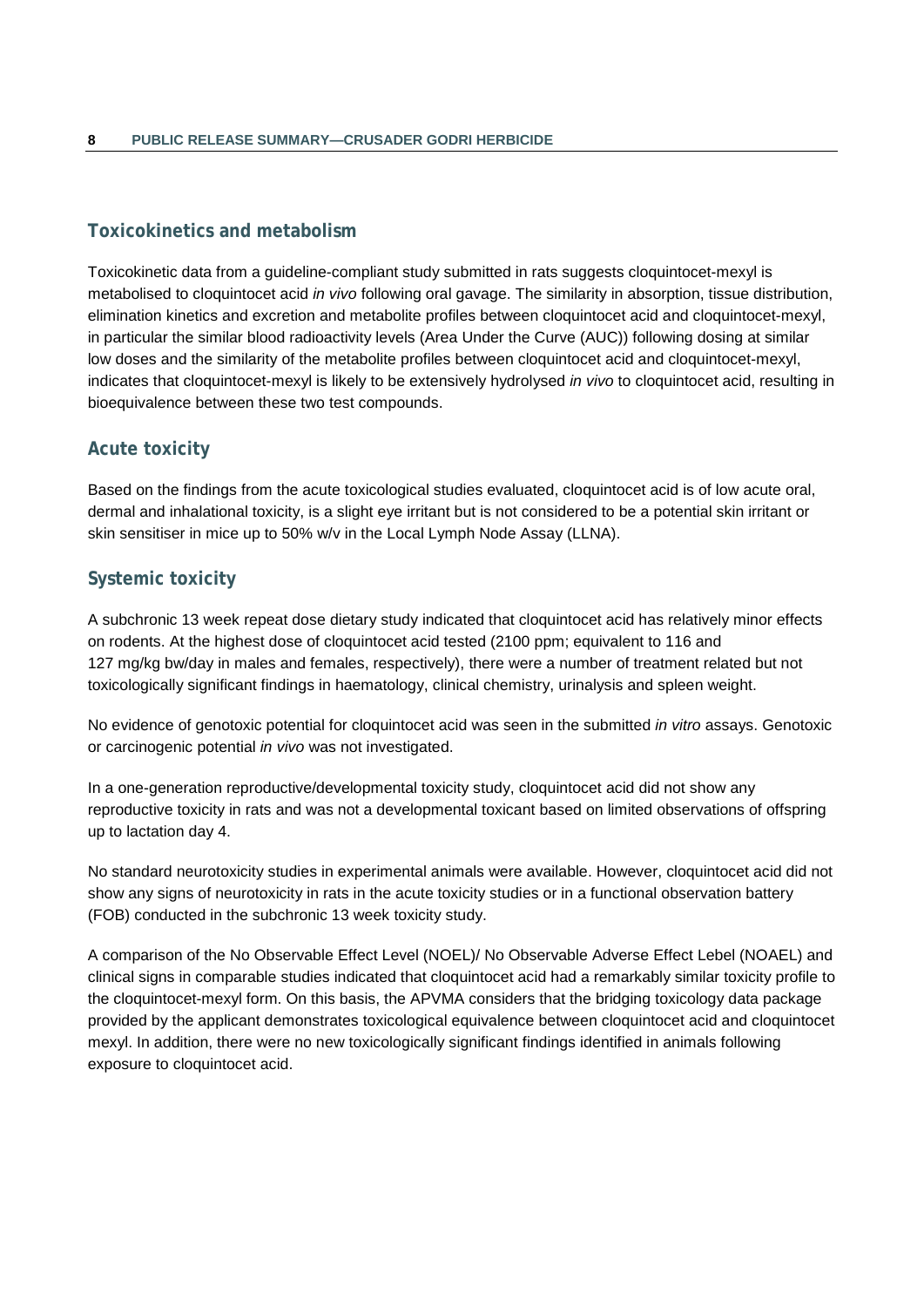## Toxicokinetics and metabolism

Toxicokinetic data from a guideline-compliant study submitted in rats suggests cloquintocet-mexyl is metabolised to cloquintocet acid *in vivo* following oral gavage. The similarity in absorption, tissue distribution, elimination kinetics and excretion and metabolite profiles between cloquintocet acid and cloquintocet-mexyl, in particular the similar blood radioactivity levels (Area Under the Curve (AUC)) following dosing at similar low doses and the similarity of the metabolite profiles between cloquintocet acid and cloquintocet-mexyl, indicates that cloquintocet-mexyl is likely to be extensively hydrolysed *in vivo* to cloquintocet acid, resulting in bioequivalence between these two test compounds.

## Acute toxicity

Based on the findings from the acute toxicological studies evaluated, cloquintocet acid is of low acute oral, dermal and inhalational toxicity, is a slight eye irritant but is not considered to be a potential skin irritant or skin sensitiser in mice up to 50% w/v in the Local Lymph Node Assay (LLNA).

## Systemic toxicity

A subchronic 13 week repeat dose dietary study indicated that cloquintocet acid has relatively minor effects on rodents. At the highest dose of cloquintocet acid tested (2100 ppm; equivalent to 116 and 127 mg/kg bw/day in males and females, respectively), there were a number of treatment related but not toxicologically significant findings in haematology, clinical chemistry, urinalysis and spleen weight.

No evidence of genotoxic potential for cloquintocet acid was seen in the submitted *in vitro* assays. Genotoxic or carcinogenic potential *in vivo* was not investigated.

In a one-generation reproductive/developmental toxicity study, cloquintocet acid did not show any reproductive toxicity in rats and was not a developmental toxicant based on limited observations of offspring up to lactation day 4.

No standard neurotoxicity studies in experimental animals were available. However, cloquintocet acid did not show any signs of neurotoxicity in rats in the acute toxicity studies or in a functional observation battery (FOB) conducted in the subchronic 13 week toxicity study.

A comparison of the No Observable Effect Level (NOEL)/ No Observable Adverse Effect Lebel (NOAEL) and clinical signs in comparable studies indicated that cloquintocet acid had a remarkably similar toxicity profile to the cloquintocet-mexyl form. On this basis, the APVMA considers that the bridging toxicology data package provided by the applicant demonstrates toxicological equivalence between cloquintocet acid and cloquintocet mexyl. In addition, there were no new toxicologically significant findings identified in animals following exposure to cloquintocet acid.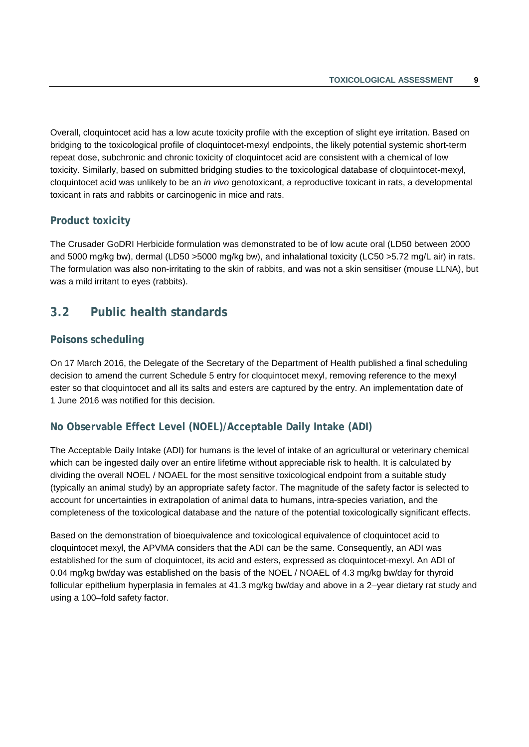Overall, cloquintocet acid has a low acute toxicity profile with the exception of slight eye irritation. Based on bridging to the toxicological profile of cloquintocet-mexyl endpoints, the likely potential systemic short-term repeat dose, subchronic and chronic toxicity of cloquintocet acid are consistent with a chemical of low toxicity. Similarly, based on submitted bridging studies to the toxicological database of cloquintocet-mexyl, cloquintocet acid was unlikely to be an *in vivo* genotoxicant, a reproductive toxicant in rats, a developmental toxicant in rats and rabbits or carcinogenic in mice and rats.

### Product toxicity

The Crusader GoDRI Herbicide formulation was demonstrated to be of low acute oral (LD50 between 2000 and 5000 mg/kg bw), dermal (LD50 >5000 mg/kg bw), and inhalational toxicity (LC50 >5.72 mg/L air) in rats. The formulation was also non-irritating to the skin of rabbits, and was not a skin sensitiser (mouse LLNA), but was a mild irritant to eyes (rabbits).

## 3.2 Public health standards

### Poisons scheduling

On 17 March 2016, the Delegate of the Secretary of the Department of Health published a final scheduling decision to amend the current Schedule 5 entry for cloquintocet mexyl, removing reference to the mexyl ester so that cloquintocet and all its salts and esters are captured by the entry. An implementation date of 1 June 2016 was notified for this decision.

### No Observable Effect Level (NOEL)/Acceptable Daily Intake (ADI)

The Acceptable Daily Intake (ADI) for humans is the level of intake of an agricultural or veterinary chemical which can be ingested daily over an entire lifetime without appreciable risk to health. It is calculated by dividing the overall NOEL / NOAEL for the most sensitive toxicological endpoint from a suitable study (typically an animal study) by an appropriate safety factor. The magnitude of the safety factor is selected to account for uncertainties in extrapolation of animal data to humans, intra-species variation, and the completeness of the toxicological database and the nature of the potential toxicologically significant effects.

Based on the demonstration of bioequivalence and toxicological equivalence of cloquintocet acid to cloquintocet mexyl, the APVMA considers that the ADI can be the same. Consequently, an ADI was established for the sum of cloquintocet, its acid and esters, expressed as cloquintocet-mexyl. An ADI of 0.04 mg/kg bw/day was established on the basis of the NOEL / NOAEL of 4.3 mg/kg bw/day for thyroid follicular epithelium hyperplasia in females at 41.3 mg/kg bw/day and above in a 2–year dietary rat study and using a 100–fold safety factor.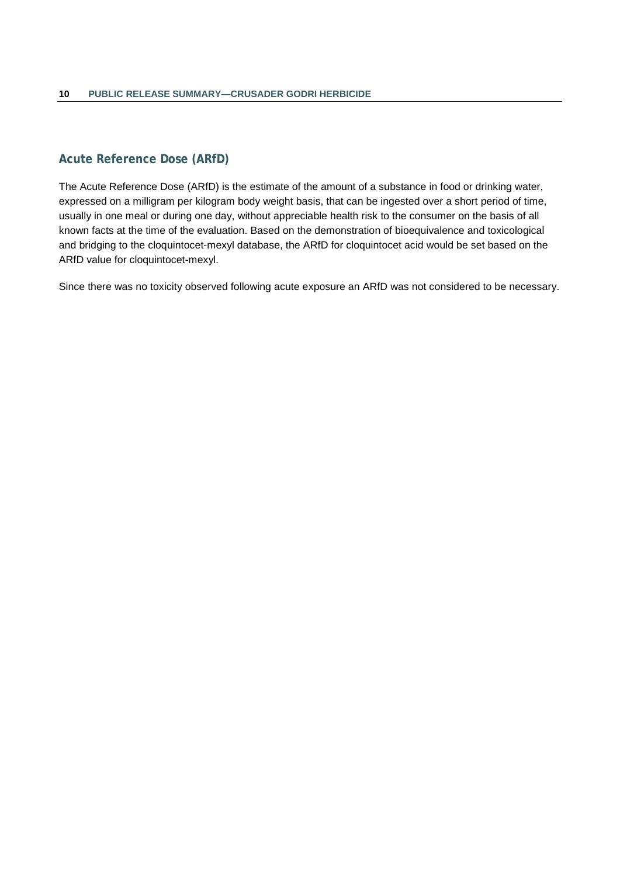## Acute Reference Dose (ARfD)

The Acute Reference Dose (ARfD) is the estimate of the amount of a substance in food or drinking water, expressed on a milligram per kilogram body weight basis, that can be ingested over a short period of time, usually in one meal or during one day, without appreciable health risk to the consumer on the basis of all known facts at the time of the evaluation. Based on the demonstration of bioequivalence and toxicological and bridging to the cloquintocet-mexyl database, the ARfD for cloquintocet acid would be set based on the ARfD value for cloquintocet-mexyl.

Since there was no toxicity observed following acute exposure an ARfD was not considered to be necessary.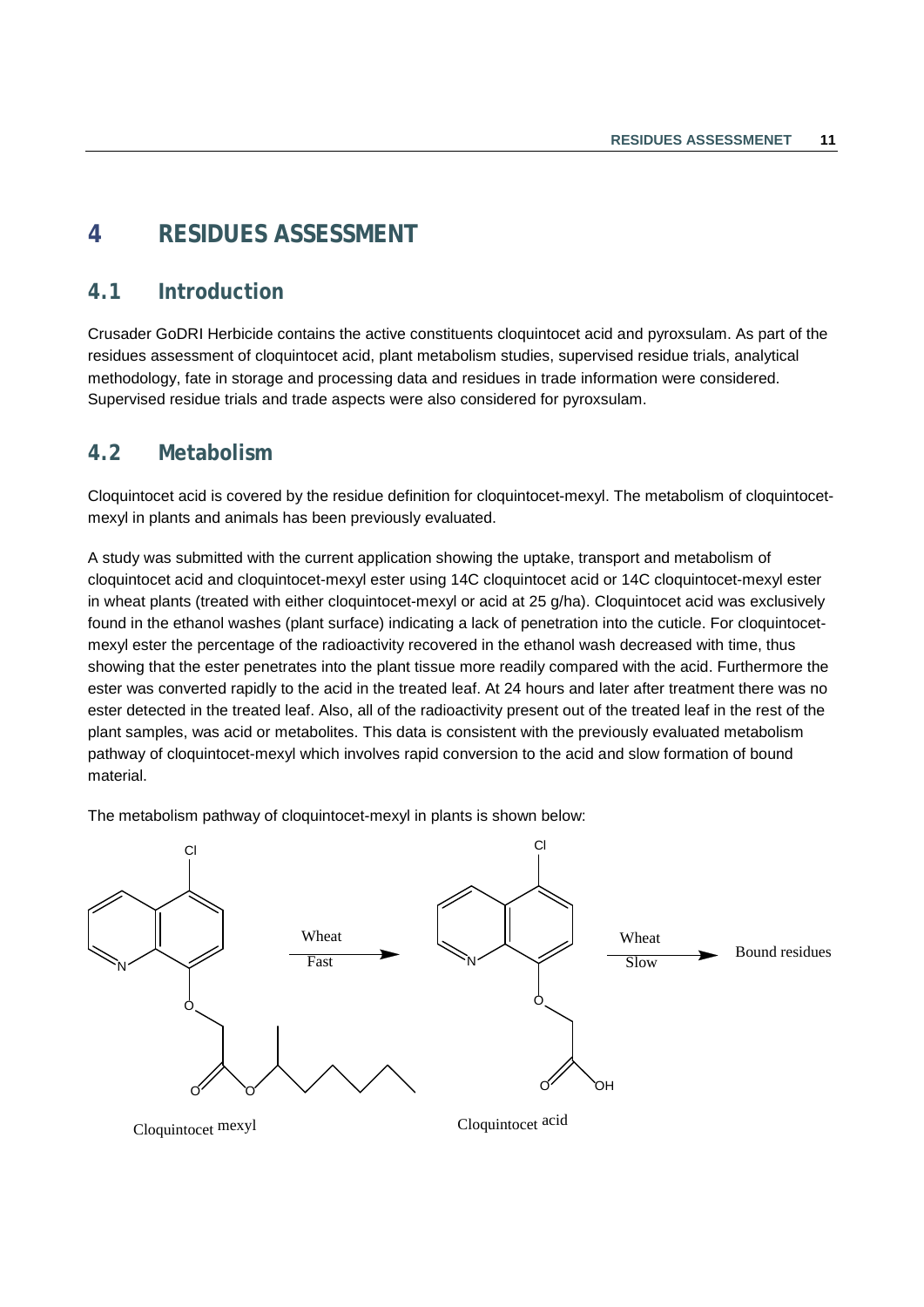# 4 RESIDUES ASSESSMENT

## 4.1 Introduction

Crusader GoDRI Herbicide contains the active constituents cloquintocet acid and pyroxsulam. As part of the residues assessment of cloquintocet acid, plant metabolism studies, supervised residue trials, analytical methodology, fate in storage and processing data and residues in trade information were considered. Supervised residue trials and trade aspects were also considered for pyroxsulam.

## 4.2 Metabolism

Cloquintocet acid is covered by the residue definition for cloquintocet-mexyl. The metabolism of cloquintocet-mexyl in plants and animals has been previously evaluated.

A study was submitted with the current application showing the uptake, transport and metabolism of cloquintocet acid and cloquintocet-mexyl ester using 14C cloquintocet acid or 14C cloquintocet-mexyl ester in wheat plants (treated with either cloquintocet-mexyl or acid at 25 g/ha). Cloquintocet acid was exclusively found in the ethanol washes (plant surface) indicating a lack of penetration into the cuticle. For cloquintocet-mexyl ester the percentage of the radioactivity recovered in the ethanol wash decreased with time, thus showing that the ester penetrates into the plant tissue more readily compared with the acid. Furthermore the ester was converted rapidly to the acid in the treated leaf. At 24 hours and later after treatment there was no ester detected in the treated leaf. Also, all of the radioactivity present out of the treated leaf in the rest of the plant samples, was acid or metabolites. This data is consistent with the previously evaluated metabolism pathway of cloquintocet-mexyl which involves rapid conversion to the acid and slow formation of bound material.

The metabolism pathway of cloquintocet-mexyl in plants is shown below:

Cloquintocet mexyl —(Wheat, Fast)→ Cloquintocet acid —(Wheat, Slow)→ Bound residues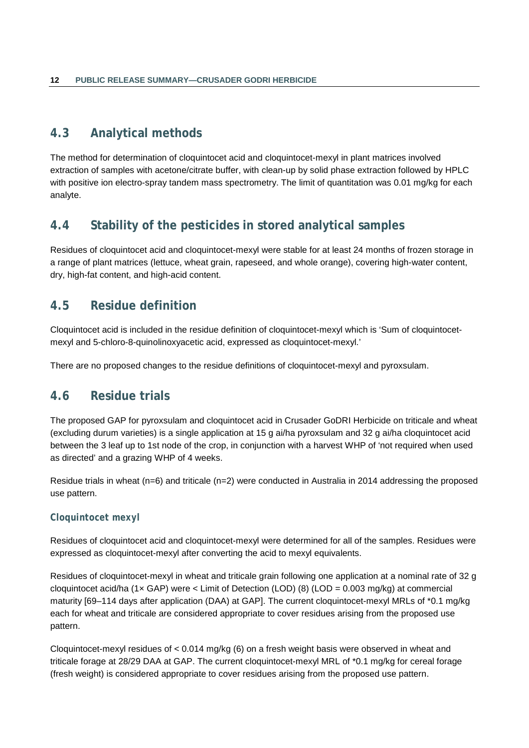## 4.3 Analytical methods

The method for determination of cloquintocet acid and cloquintocet-mexyl in plant matrices involved extraction of samples with acetone/citrate buffer, with clean-up by solid phase extraction followed by HPLC with positive ion electro-spray tandem mass spectrometry. The limit of quantitation was 0.01 mg/kg for each analyte.

## 4.4 Stability of the pesticides in stored analytical samples

Residues of cloquintocet acid and cloquintocet-mexyl were stable for at least 24 months of frozen storage in a range of plant matrices (lettuce, wheat grain, rapeseed, and whole orange), covering high-water content, dry, high-fat content, and high-acid content.

## 4.5 Residue definition

Cloquintocet acid is included in the residue definition of cloquintocet-mexyl which is 'Sum of cloquintocet-mexyl and 5-chloro-8-quinolinoxyacetic acid, expressed as cloquintocet-mexyl.'

There are no proposed changes to the residue definitions of cloquintocet-mexyl and pyroxsulam.

## 4.6 Residue trials

The proposed GAP for pyroxsulam and cloquintocet acid in Crusader GoDRI Herbicide on triticale and wheat (excluding durum varieties) is a single application at 15 g ai/ha pyroxsulam and 32 g ai/ha cloquintocet acid between the 3 leaf up to 1st node of the crop, in conjunction with a harvest WHP of 'not required when used as directed' and a grazing WHP of 4 weeks.

Residue trials in wheat (n=6) and triticale (n=2) were conducted in Australia in 2014 addressing the proposed use pattern.

### Cloquintocet mexyl

Residues of cloquintocet acid and cloquintocet-mexyl were determined for all of the samples. Residues were expressed as cloquintocet-mexyl after converting the acid to mexyl equivalents.

Residues of cloquintocet-mexyl in wheat and triticale grain following one application at a nominal rate of 32 g cloquintocet acid/ha (1× GAP) were < Limit of Detection (LOD) (8) (LOD = 0.003 mg/kg) at commercial maturity [69–114 days after application (DAA) at GAP]. The current cloquintocet-mexyl MRLs of *0.1 mg/kg each for wheat and triticale are considered appropriate to cover residues arising from the proposed use pattern.

Cloquintocet-mexyl residues of < 0.014 mg/kg (6) on a fresh weight basis were observed in wheat and triticale forage at 28/29 DAA at GAP. The current cloquintocet-mexyl MRL of *0.1 mg/kg for cereal forage (fresh weight) is considered appropriate to cover residues arising from the proposed use pattern.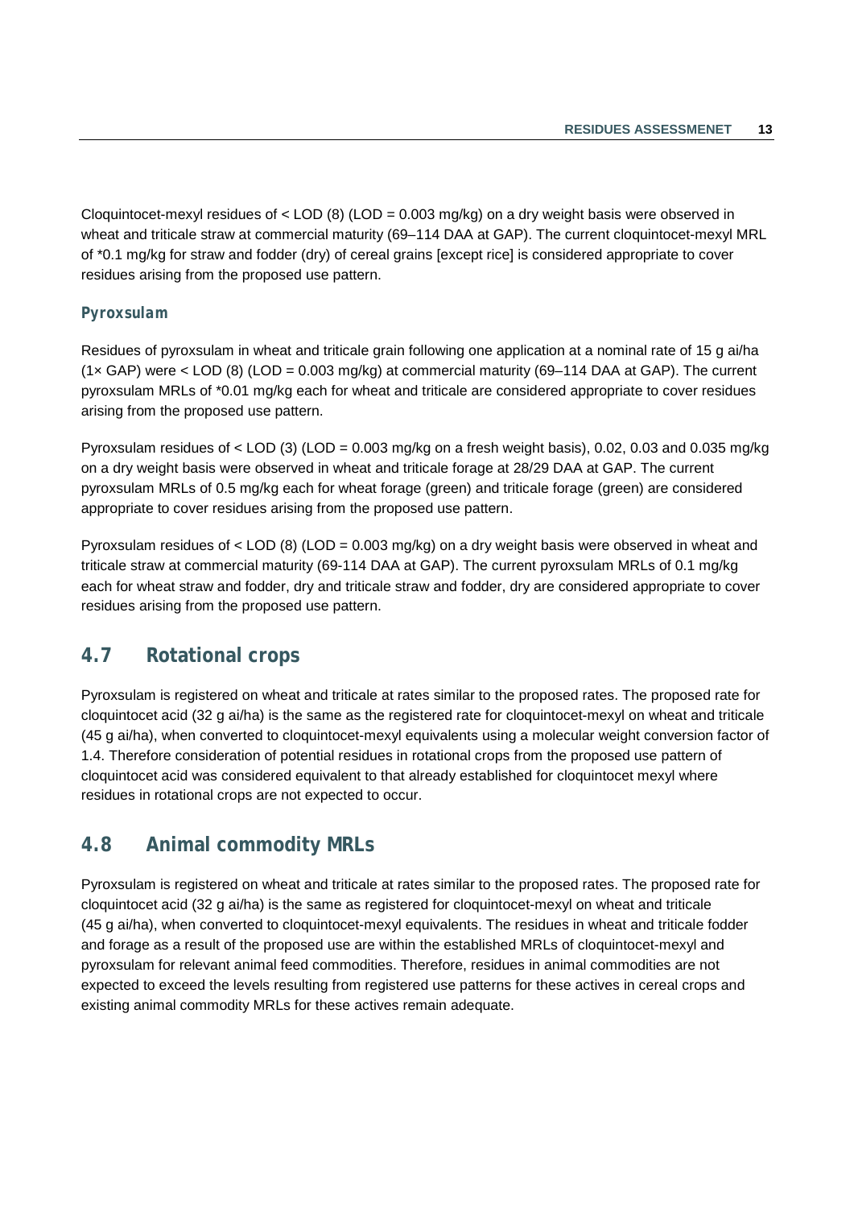Cloquintocet-mexyl residues of < LOD (8) (LOD = 0.003 mg/kg) on a dry weight basis were observed in wheat and triticale straw at commercial maturity (69–114 DAA at GAP). The current cloquintocet-mexyl MRL of *0.1 mg/kg for straw and fodder (dry) of cereal grains [except rice] is considered appropriate to cover residues arising from the proposed use pattern.

### Pyroxsulam

Residues of pyroxsulam in wheat and triticale grain following one application at a nominal rate of 15 g ai/ha (1× GAP) were < LOD (8) (LOD = 0.003 mg/kg) at commercial maturity (69–114 DAA at GAP). The current pyroxsulam MRLs of *0.01 mg/kg each for wheat and triticale are considered appropriate to cover residues arising from the proposed use pattern.

Pyroxsulam residues of < LOD (3) (LOD = 0.003 mg/kg on a fresh weight basis), 0.02, 0.03 and 0.035 mg/kg on a dry weight basis were observed in wheat and triticale forage at 28/29 DAA at GAP. The current pyroxsulam MRLs of 0.5 mg/kg each for wheat forage (green) and triticale forage (green) are considered appropriate to cover residues arising from the proposed use pattern.

Pyroxsulam residues of < LOD (8) (LOD = 0.003 mg/kg) on a dry weight basis were observed in wheat and triticale straw at commercial maturity (69-114 DAA at GAP). The current pyroxsulam MRLs of 0.1 mg/kg each for wheat straw and fodder, dry and triticale straw and fodder, dry are considered appropriate to cover residues arising from the proposed use pattern.

## 4.7 Rotational crops

Pyroxsulam is registered on wheat and triticale at rates similar to the proposed rates. The proposed rate for cloquintocet acid (32 g ai/ha) is the same as the registered rate for cloquintocet-mexyl on wheat and triticale (45 g ai/ha), when converted to cloquintocet-mexyl equivalents using a molecular weight conversion factor of 1.4. Therefore consideration of potential residues in rotational crops from the proposed use pattern of cloquintocet acid was considered equivalent to that already established for cloquintocet mexyl where residues in rotational crops are not expected to occur.

## 4.8 Animal commodity MRLs

Pyroxsulam is registered on wheat and triticale at rates similar to the proposed rates. The proposed rate for cloquintocet acid (32 g ai/ha) is the same as registered for cloquintocet-mexyl on wheat and triticale (45 g ai/ha), when converted to cloquintocet-mexyl equivalents. The residues in wheat and triticale fodder and forage as a result of the proposed use are within the established MRLs of cloquintocet-mexyl and pyroxsulam for relevant animal feed commodities. Therefore, residues in animal commodities are not expected to exceed the levels resulting from registered use patterns for these actives in cereal crops and existing animal commodity MRLs for these actives remain adequate.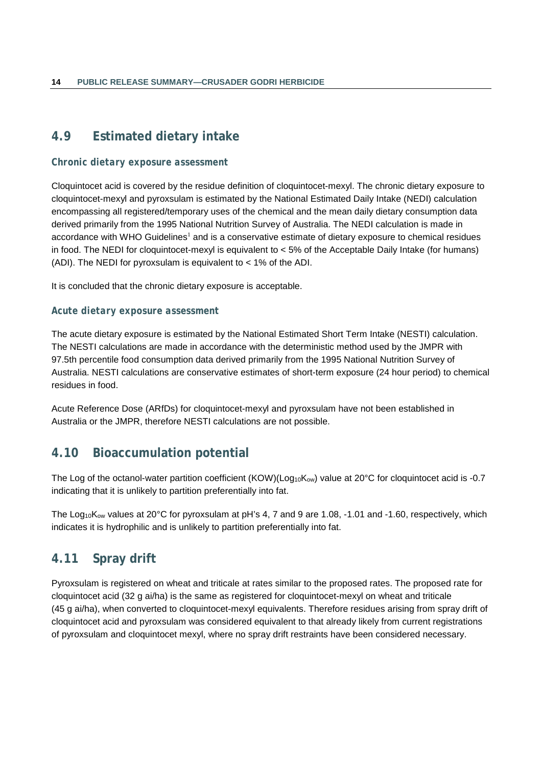## 4.9 Estimated dietary intake

### Chronic dietary exposure assessment

Cloquintocet acid is covered by the residue definition of cloquintocet-mexyl. The chronic dietary exposure to cloquintocet-mexyl and pyroxsulam is estimated by the National Estimated Daily Intake (NEDI) calculation encompassing all registered/temporary uses of the chemical and the mean daily dietary consumption data derived primarily from the 1995 National Nutrition Survey of Australia. The NEDI calculation is made in accordance with WHO Guidelines[1] and is a conservative estimate of dietary exposure to chemical residues in food. The NEDI for cloquintocet-mexyl is equivalent to < 5% of the Acceptable Daily Intake (for humans) (ADI). The NEDI for pyroxsulam is equivalent to < 1% of the ADI.

It is concluded that the chronic dietary exposure is acceptable.

### Acute dietary exposure assessment

The acute dietary exposure is estimated by the National Estimated Short Term Intake (NESTI) calculation. The NESTI calculations are made in accordance with the deterministic method used by the JMPR with 97.5th percentile food consumption data derived primarily from the 1995 National Nutrition Survey of Australia. NESTI calculations are conservative estimates of short-term exposure (24 hour period) to chemical residues in food.

Acute Reference Dose (ARfDs) for cloquintocet-mexyl and pyroxsulam have not been established in Australia or the JMPR, therefore NESTI calculations are not possible.

## 4.10 Bioaccumulation potential

The Log of the octanol-water partition coefficient (KOW)($Log_{10}K_{ow}$) value at 20°C for cloquintocet acid is -0.7 indicating that it is unlikely to partition preferentially into fat.

The $Log_{10}K_{ow}$ values at 20°C for pyroxsulam at pH's 4, 7 and 9 are 1.08, -1.01 and -1.60, respectively, which indicates it is hydrophilic and is unlikely to partition preferentially into fat.

## 4.11 Spray drift

Pyroxsulam is registered on wheat and triticale at rates similar to the proposed rates. The proposed rate for cloquintocet acid (32 g ai/ha) is the same as registered for cloquintocet-mexyl on wheat and triticale (45 g ai/ha), when converted to cloquintocet-mexyl equivalents. Therefore residues arising from spray drift of cloquintocet acid and pyroxsulam was considered equivalent to that already likely from current registrations of pyroxsulam and cloquintocet mexyl, where no spray drift restraints have been considered necessary.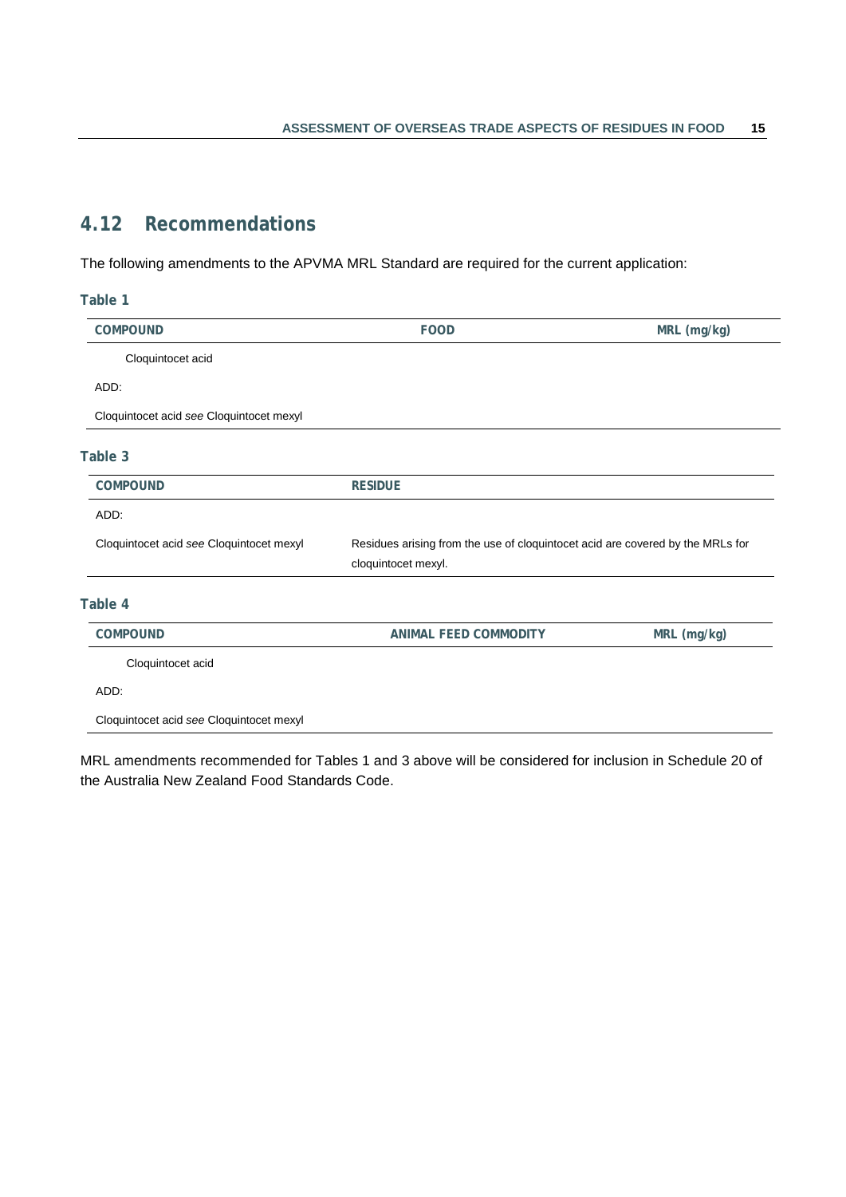## 4.12 Recommendations

The following amendments to the APVMA MRL Standard are required for the current application:

**Table 1**

| COMPOUND | FOOD | MRL (mg/kg) |
|---|---|---|
| Cloquintocet acid | | |
| ADD: | | |
| Cloquintocet acid *see* Cloquintocet mexyl | | |

**Table 3**

| COMPOUND | RESIDUE |
|---|---|
| ADD: | |
| Cloquintocet acid *see* Cloquintocet mexyl | Residues arising from the use of cloquintocet acid are covered by the MRLs for cloquintocet mexyl. |

**Table 4**

| COMPOUND | ANIMAL FEED COMMODITY | MRL (mg/kg) |
|---|---|---|
| Cloquintocet acid | | |
| ADD: | | |
| Cloquintocet acid *see* Cloquintocet mexyl | | |

MRL amendments recommended for Tables 1 and 3 above will be considered for inclusion in Schedule 20 of the Australia New Zealand Food Standards Code.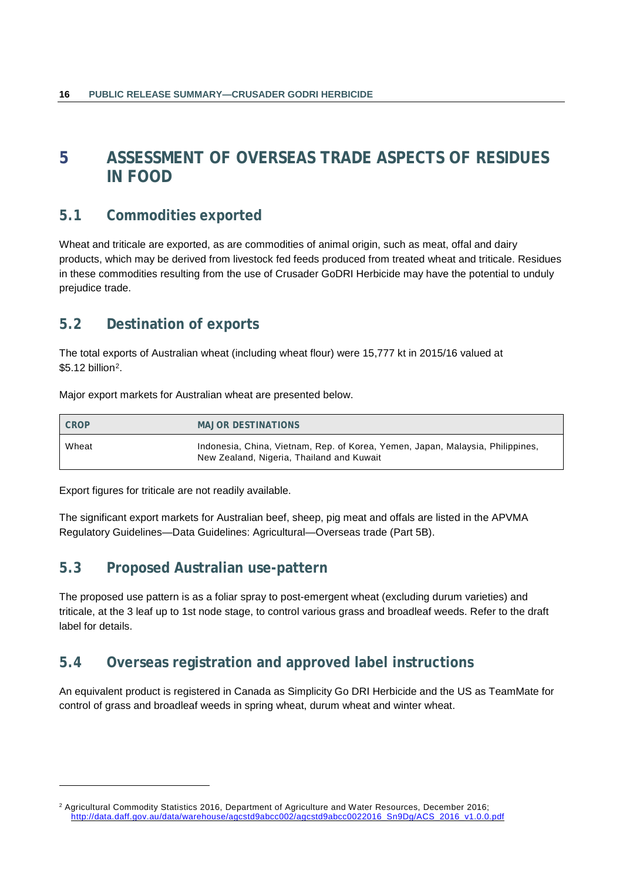# 5 ASSESSMENT OF OVERSEAS TRADE ASPECTS OF RESIDUES IN FOOD

## 5.1 Commodities exported

Wheat and triticale are exported, as are commodities of animal origin, such as meat, offal and dairy products, which may be derived from livestock fed feeds produced from treated wheat and triticale. Residues in these commodities resulting from the use of Crusader GoDRI Herbicide may have the potential to unduly prejudice trade.

## 5.2 Destination of exports

The total exports of Australian wheat (including wheat flour) were 15,777 kt in 2015/16 valued at $5.12 billion[2].

Major export markets for Australian wheat are presented below.

| CROP | MAJOR DESTINATIONS |
|---|---|
| Wheat | Indonesia, China, Vietnam, Rep. of Korea, Yemen, Japan, Malaysia, Philippines, New Zealand, Nigeria, Thailand and Kuwait |

Export figures for triticale are not readily available.

The significant export markets for Australian beef, sheep, pig meat and offals are listed in the APVMA Regulatory Guidelines—Data Guidelines: Agricultural—Overseas trade (Part 5B).

## 5.3 Proposed Australian use-pattern

The proposed use pattern is as a foliar spray to post-emergent wheat (excluding durum varieties) and triticale, at the 3 leaf up to 1st node stage, to control various grass and broadleaf weeds. Refer to the draft label for details.

## 5.4 Overseas registration and approved label instructions

An equivalent product is registered in Canada as Simplicity Go DRI Herbicide and the US as TeamMate for control of grass and broadleaf weeds in spring wheat, durum wheat and winter wheat.

---

[2] Agricultural Commodity Statistics 2016, Department of Agriculture and Water Resources, December 2016; http://data.daff.gov.au/data/warehouse/agcstd9abcc002/agcstd9abcc0022016_Sn9Dg/ACS_2016_v1.0.0.pdf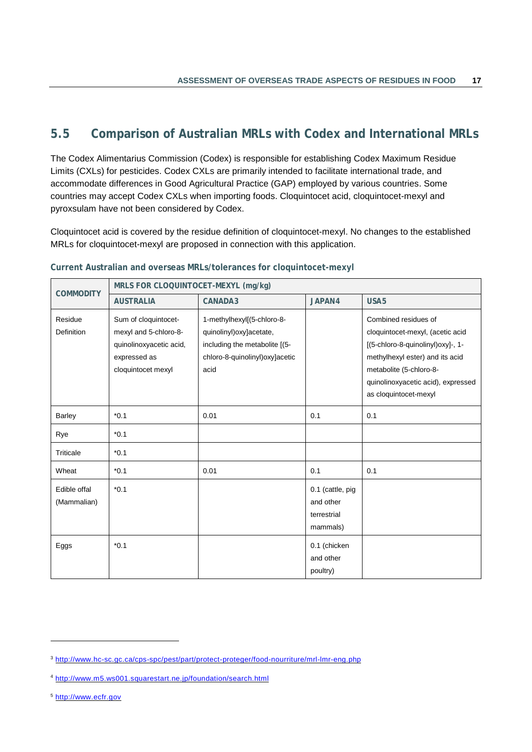## 5.5 Comparison of Australian MRLs with Codex and International MRLs

The Codex Alimentarius Commission (Codex) is responsible for establishing Codex Maximum Residue Limits (CXLs) for pesticides. Codex CXLs are primarily intended to facilitate international trade, and accommodate differences in Good Agricultural Practice (GAP) employed by various countries. Some countries may accept Codex CXLs when importing foods. Cloquintocet acid, cloquintocet-mexyl and pyroxsulam have not been considered by Codex.

Cloquintocet acid is covered by the residue definition of cloquintocet-mexyl. No changes to the established MRLs for cloquintocet-mexyl are proposed in connection with this application.

**Current Australian and overseas MRLs/tolerances for cloquintocet-mexyl**

| COMMODITY | MRLS FOR CLOQUINTOCET-MEXYL (mg/kg) | | | |
|---|---|---|---|---|
| | AUSTRALIA | CANADA[3] | JAPAN[4] | USA[5] |
| Residue Definition | Sum of cloquintocet-mexyl and 5-chloro-8-quinolinoxyacetic acid, expressed as cloquintocet mexyl | 1-methylhexyl[(5-chloro-8-quinolinyl)oxy]acetate, including the metabolite [(5-chloro-8-quinolinyl)oxy]acetic acid | | Combined residues of cloquintocet-mexyl, (acetic acid [(5-chloro-8-quinolinyl)oxy]-, 1-methylhexyl ester) and its acid metabolite (5-chloro-8-quinolinoxyacetic acid), expressed as cloquintocet-mexyl |
| Barley | *0.1 | 0.01 | 0.1 | 0.1 |
| Rye | *0.1 | | | |
| Triticale | *0.1 | | | |
| Wheat | *0.1 | 0.01 | 0.1 | 0.1 |
| Edible offal (Mammalian) | *0.1 | | 0.1 (cattle, pig and other terrestrial mammals) | |
| Eggs | *0.1 | | 0.1 (chicken and other poultry) | |

[3] http://www.hc-sc.gc.ca/cps-spc/pest/part/protect-proteger/food-nourriture/mrl-lmr-eng.php

[4] http://www.m5.ws001.squarestart.ne.jp/foundation/search.html

[5] http://www.ecfr.gov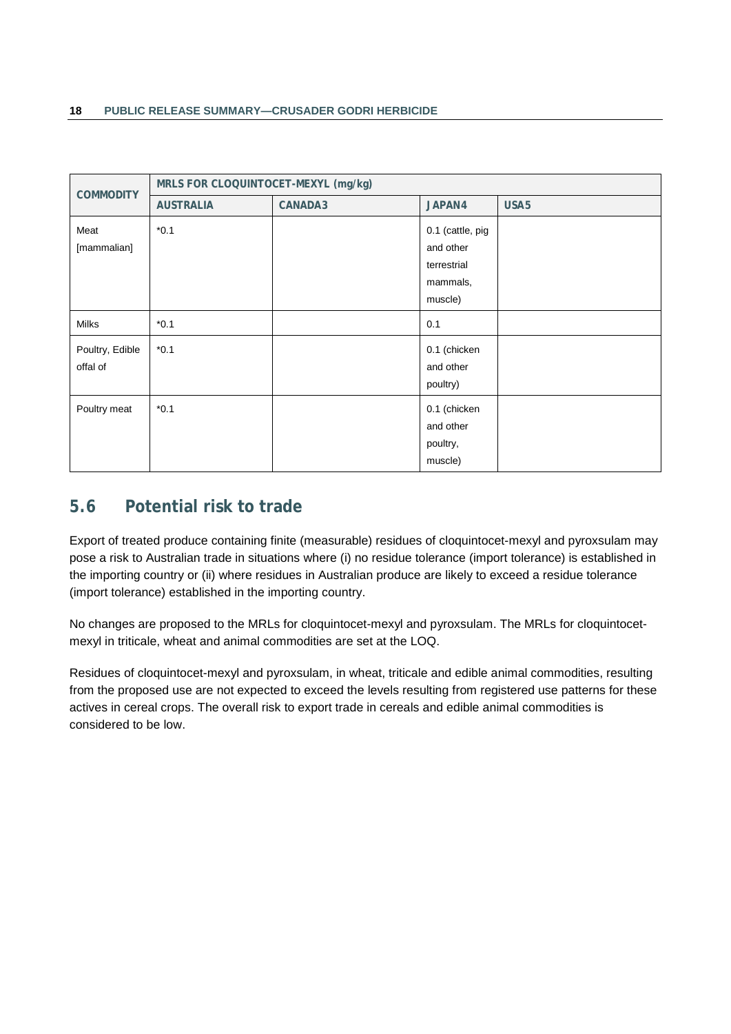| COMMODITY | MRLS FOR CLOQUINTOCET-MEXYL (mg/kg) | | | |
|---|---|---|---|---|
| | AUSTRALIA | CANADA3 | JAPAN4 | USA5 |
| Meat [mammalian] | *0.1 | | 0.1 (cattle, pig and other terrestrial mammals, muscle) | |
| Milks | *0.1 | | 0.1 | |
| Poultry, Edible offal of | *0.1 | | 0.1 (chicken and other poultry) | |
| Poultry meat | *0.1 | | 0.1 (chicken and other poultry, muscle) | |

## 5.6 Potential risk to trade

Export of treated produce containing finite (measurable) residues of cloquintocet-mexyl and pyroxsulam may pose a risk to Australian trade in situations where (i) no residue tolerance (import tolerance) is established in the importing country or (ii) where residues in Australian produce are likely to exceed a residue tolerance (import tolerance) established in the importing country.

No changes are proposed to the MRLs for cloquintocet-mexyl and pyroxsulam. The MRLs for cloquintocet-mexyl in triticale, wheat and animal commodities are set at the LOQ.

Residues of cloquintocet-mexyl and pyroxsulam, in wheat, triticale and edible animal commodities, resulting from the proposed use are not expected to exceed the levels resulting from registered use patterns for these actives in cereal crops. The overall risk to export trade in cereals and edible animal commodities is considered to be low.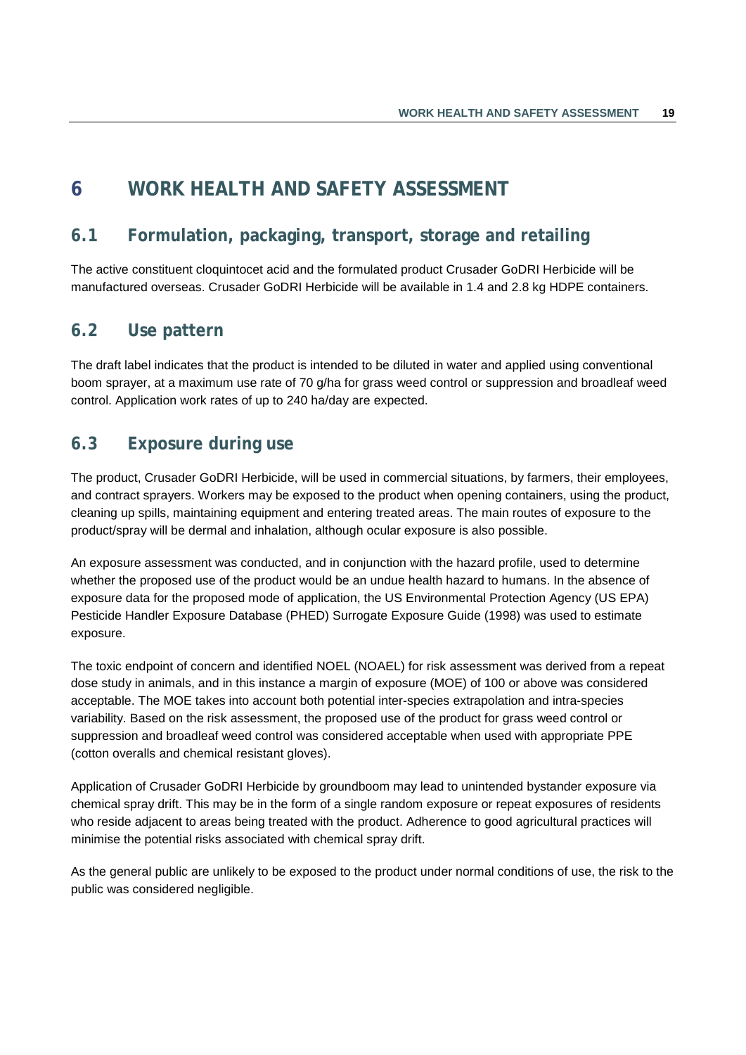# 6 WORK HEALTH AND SAFETY ASSESSMENT

## 6.1 Formulation, packaging, transport, storage and retailing

The active constituent cloquintocet acid and the formulated product Crusader GoDRI Herbicide will be manufactured overseas. Crusader GoDRI Herbicide will be available in 1.4 and 2.8 kg HDPE containers.

## 6.2 Use pattern

The draft label indicates that the product is intended to be diluted in water and applied using conventional boom sprayer, at a maximum use rate of 70 g/ha for grass weed control or suppression and broadleaf weed control. Application work rates of up to 240 ha/day are expected.

## 6.3 Exposure during use

The product, Crusader GoDRI Herbicide, will be used in commercial situations, by farmers, their employees, and contract sprayers. Workers may be exposed to the product when opening containers, using the product, cleaning up spills, maintaining equipment and entering treated areas. The main routes of exposure to the product/spray will be dermal and inhalation, although ocular exposure is also possible.

An exposure assessment was conducted, and in conjunction with the hazard profile, used to determine whether the proposed use of the product would be an undue health hazard to humans. In the absence of exposure data for the proposed mode of application, the US Environmental Protection Agency (US EPA) Pesticide Handler Exposure Database (PHED) Surrogate Exposure Guide (1998) was used to estimate exposure.

The toxic endpoint of concern and identified NOEL (NOAEL) for risk assessment was derived from a repeat dose study in animals, and in this instance a margin of exposure (MOE) of 100 or above was considered acceptable. The MOE takes into account both potential inter-species extrapolation and intra-species variability. Based on the risk assessment, the proposed use of the product for grass weed control or suppression and broadleaf weed control was considered acceptable when used with appropriate PPE (cotton overalls and chemical resistant gloves).

Application of Crusader GoDRI Herbicide by groundboom may lead to unintended bystander exposure via chemical spray drift. This may be in the form of a single random exposure or repeat exposures of residents who reside adjacent to areas being treated with the product. Adherence to good agricultural practices will minimise the potential risks associated with chemical spray drift.

As the general public are unlikely to be exposed to the product under normal conditions of use, the risk to the public was considered negligible.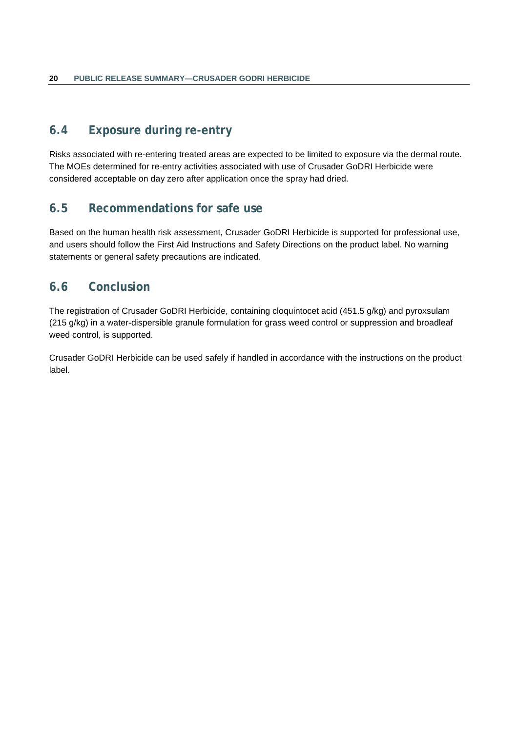## 6.4 Exposure during re-entry

Risks associated with re-entering treated areas are expected to be limited to exposure via the dermal route. The MOEs determined for re-entry activities associated with use of Crusader GoDRI Herbicide were considered acceptable on day zero after application once the spray had dried.

## 6.5 Recommendations for safe use

Based on the human health risk assessment, Crusader GoDRI Herbicide is supported for professional use, and users should follow the First Aid Instructions and Safety Directions on the product label. No warning statements or general safety precautions are indicated.

## 6.6 Conclusion

The registration of Crusader GoDRI Herbicide, containing cloquintocet acid (451.5 g/kg) and pyroxsulam (215 g/kg) in a water-dispersible granule formulation for grass weed control or suppression and broadleaf weed control, is supported.

Crusader GoDRI Herbicide can be used safely if handled in accordance with the instructions on the product label.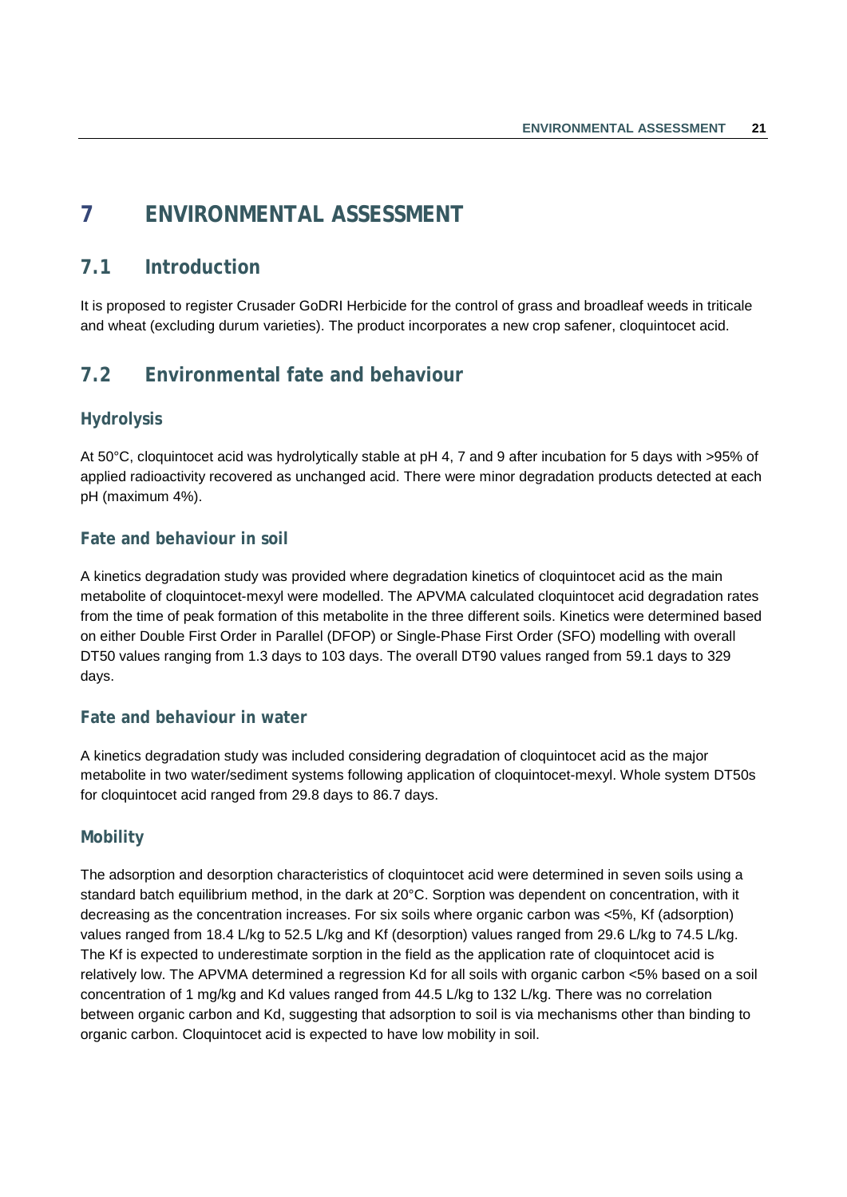# 7 ENVIRONMENTAL ASSESSMENT

## 7.1 Introduction

It is proposed to register Crusader GoDRI Herbicide for the control of grass and broadleaf weeds in triticale and wheat (excluding durum varieties). The product incorporates a new crop safener, cloquintocet acid.

## 7.2 Environmental fate and behaviour

### Hydrolysis

At 50°C, cloquintocet acid was hydrolytically stable at pH 4, 7 and 9 after incubation for 5 days with >95% of applied radioactivity recovered as unchanged acid. There were minor degradation products detected at each pH (maximum 4%).

### Fate and behaviour in soil

A kinetics degradation study was provided where degradation kinetics of cloquintocet acid as the main metabolite of cloquintocet-mexyl were modelled. The APVMA calculated cloquintocet acid degradation rates from the time of peak formation of this metabolite in the three different soils. Kinetics were determined based on either Double First Order in Parallel (DFOP) or Single-Phase First Order (SFO) modelling with overall DT50 values ranging from 1.3 days to 103 days. The overall DT90 values ranged from 59.1 days to 329 days.

### Fate and behaviour in water

A kinetics degradation study was included considering degradation of cloquintocet acid as the major metabolite in two water/sediment systems following application of cloquintocet-mexyl. Whole system DT50s for cloquintocet acid ranged from 29.8 days to 86.7 days.

### Mobility

The adsorption and desorption characteristics of cloquintocet acid were determined in seven soils using a standard batch equilibrium method, in the dark at 20°C. Sorption was dependent on concentration, with it decreasing as the concentration increases. For six soils where organic carbon was <5%, Kf (adsorption) values ranged from 18.4 L/kg to 52.5 L/kg and Kf (desorption) values ranged from 29.6 L/kg to 74.5 L/kg. The Kf is expected to underestimate sorption in the field as the application rate of cloquintocet acid is relatively low. The APVMA determined a regression Kd for all soils with organic carbon <5% based on a soil concentration of 1 mg/kg and Kd values ranged from 44.5 L/kg to 132 L/kg. There was no correlation between organic carbon and Kd, suggesting that adsorption to soil is via mechanisms other than binding to organic carbon. Cloquintocet acid is expected to have low mobility in soil.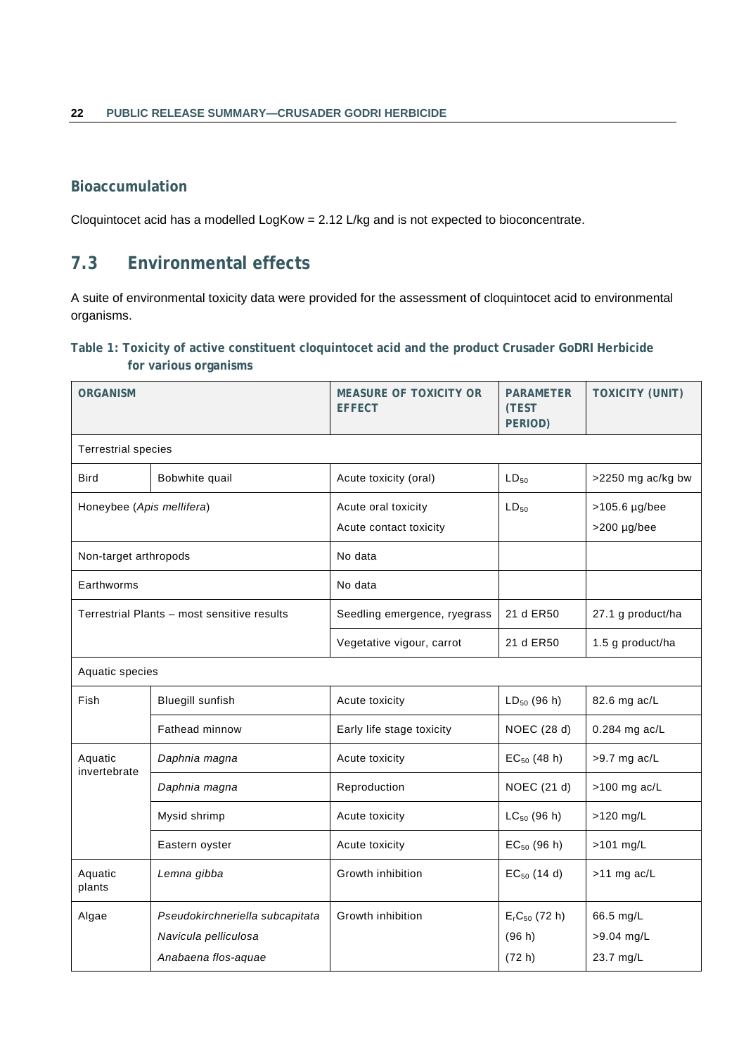### Bioaccumulation

Cloquintocet acid has a modelled LogKow = 2.12 L/kg and is not expected to bioconcentrate.

## 7.3 Environmental effects

A suite of environmental toxicity data were provided for the assessment of cloquintocet acid to environmental organisms.

**Table 1: Toxicity of active constituent cloquintocet acid and the product Crusader GoDRI Herbicide for various organisms**

| ORGANISM | | MEASURE OF TOXICITY OR EFFECT | PARAMETER (TEST PERIOD) | TOXICITY (UNIT) |
|---|---|---|---|---|
| Terrestrial species | | | | |
| Bird | Bobwhite quail | Acute toxicity (oral) | $LD_{50}$ | >2250 mg ac/kg bw |
| Honeybee (*Apis mellifera*) | | Acute oral toxicity<br>Acute contact toxicity | $LD_{50}$ | >105.6 µg/bee<br>>200 µg/bee |
| Non-target arthropods | | No data | | |
| Earthworms | | No data | | |
| Terrestrial Plants – most sensitive results | | Seedling emergence, ryegrass | 21 d ER50 | 27.1 g product/ha |
| | | Vegetative vigour, carrot | 21 d ER50 | 1.5 g product/ha |
| Aquatic species | | | | |
| Fish | Bluegill sunfish | Acute toxicity | $LD_{50}$ (96 h) | 82.6 mg ac/L |
| | Fathead minnow | Early life stage toxicity | NOEC (28 d) | 0.284 mg ac/L |
| Aquatic invertebrate | *Daphnia magna* | Acute toxicity | $EC_{50}$ (48 h) | >9.7 mg ac/L |
| | *Daphnia magna* | Reproduction | NOEC (21 d) | >100 mg ac/L |
| | Mysid shrimp | Acute toxicity | $LC_{50}$ (96 h) | >120 mg/L |
| | Eastern oyster | Acute toxicity | $EC_{50}$ (96 h) | >101 mg/L |
| Aquatic plants | *Lemna gibba* | Growth inhibition | $EC_{50}$ (14 d) | >11 mg ac/L |
| Algae | *Pseudokirchneriella subcapitata*<br>*Navicula pelliculosa*<br>*Anabaena flos-aquae* | Growth inhibition | $E_rC_{50}$ (72 h)<br>(96 h)<br>(72 h) | 66.5 mg/L<br>>9.04 mg/L<br>23.7 mg/L |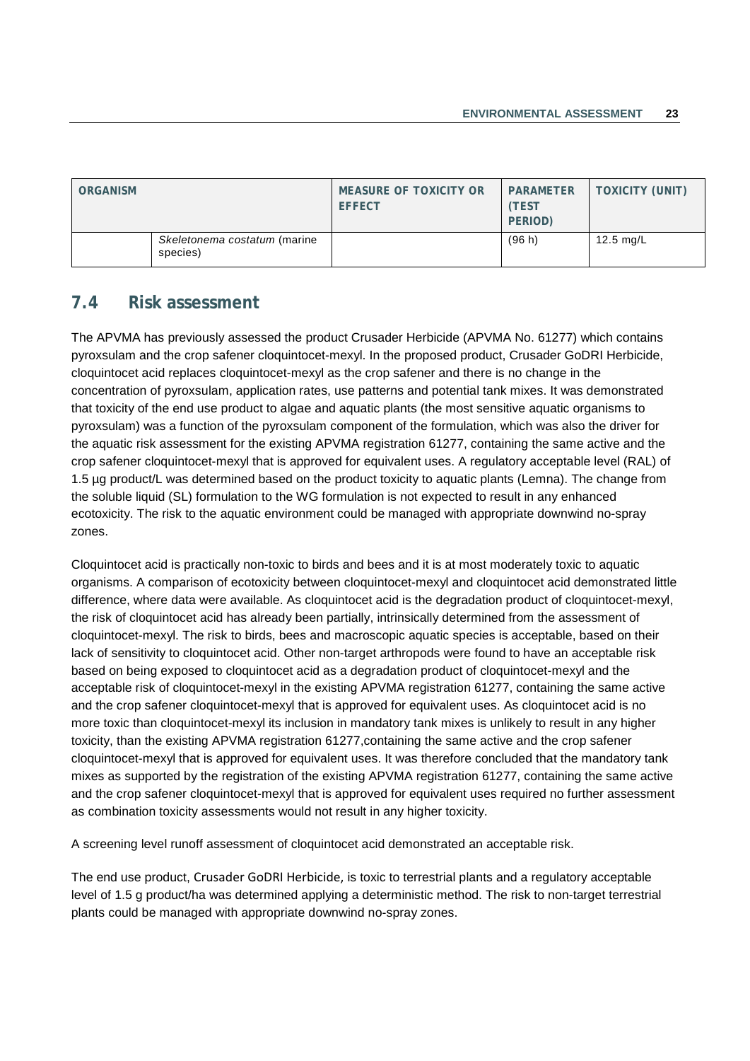| ORGANISM | | MEASURE OF TOXICITY OR EFFECT | PARAMETER (TEST PERIOD) | TOXICITY (UNIT) |
|---|---|---|---|---|
| | *Skeletonema costatum* (marine species) | | (96 h) | 12.5 mg/L |

## 7.4 Risk assessment

The APVMA has previously assessed the product Crusader Herbicide (APVMA No. 61277) which contains pyroxsulam and the crop safener cloquintocet-mexyl. In the proposed product, Crusader GoDRI Herbicide, cloquintocet acid replaces cloquintocet-mexyl as the crop safener and there is no change in the concentration of pyroxsulam, application rates, use patterns and potential tank mixes. It was demonstrated that toxicity of the end use product to algae and aquatic plants (the most sensitive aquatic organisms to pyroxsulam) was a function of the pyroxsulam component of the formulation, which was also the driver for the aquatic risk assessment for the existing APVMA registration 61277, containing the same active and the crop safener cloquintocet-mexyl that is approved for equivalent uses. A regulatory acceptable level (RAL) of 1.5 µg product/L was determined based on the product toxicity to aquatic plants (Lemna). The change from the soluble liquid (SL) formulation to the WG formulation is not expected to result in any enhanced ecotoxicity. The risk to the aquatic environment could be managed with appropriate downwind no-spray zones.

Cloquintocet acid is practically non-toxic to birds and bees and it is at most moderately toxic to aquatic organisms. A comparison of ecotoxicity between cloquintocet-mexyl and cloquintocet acid demonstrated little difference, where data were available. As cloquintocet acid is the degradation product of cloquintocet-mexyl, the risk of cloquintocet acid has already been partially, intrinsically determined from the assessment of cloquintocet-mexyl. The risk to birds, bees and macroscopic aquatic species is acceptable, based on their lack of sensitivity to cloquintocet acid. Other non-target arthropods were found to have an acceptable risk based on being exposed to cloquintocet acid as a degradation product of cloquintocet-mexyl and the acceptable risk of cloquintocet-mexyl in the existing APVMA registration 61277, containing the same active and the crop safener cloquintocet-mexyl that is approved for equivalent uses. As cloquintocet acid is no more toxic than cloquintocet-mexyl its inclusion in mandatory tank mixes is unlikely to result in any higher toxicity, than the existing APVMA registration 61277,containing the same active and the crop safener cloquintocet-mexyl that is approved for equivalent uses. It was therefore concluded that the mandatory tank mixes as supported by the registration of the existing APVMA registration 61277, containing the same active and the crop safener cloquintocet-mexyl that is approved for equivalent uses required no further assessment as combination toxicity assessments would not result in any higher toxicity.

A screening level runoff assessment of cloquintocet acid demonstrated an acceptable risk.

The end use product, Crusader GoDRI Herbicide, is toxic to terrestrial plants and a regulatory acceptable level of 1.5 g product/ha was determined applying a deterministic method. The risk to non-target terrestrial plants could be managed with appropriate downwind no-spray zones.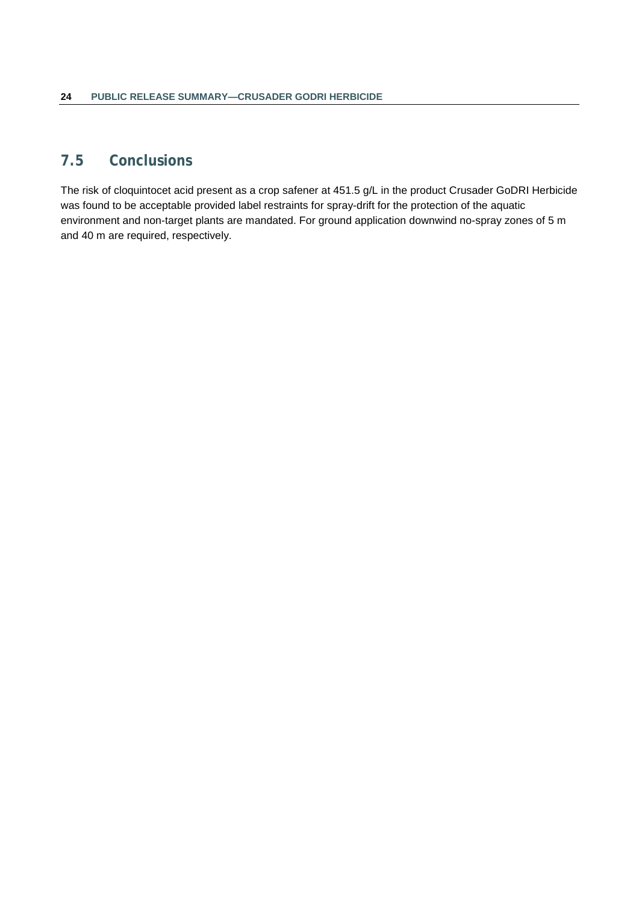## 7.5 Conclusions

The risk of cloquintocet acid present as a crop safener at 451.5 g/L in the product Crusader GoDRI Herbicide was found to be acceptable provided label restraints for spray-drift for the protection of the aquatic environment and non-target plants are mandated. For ground application downwind no-spray zones of 5 m and 40 m are required, respectively.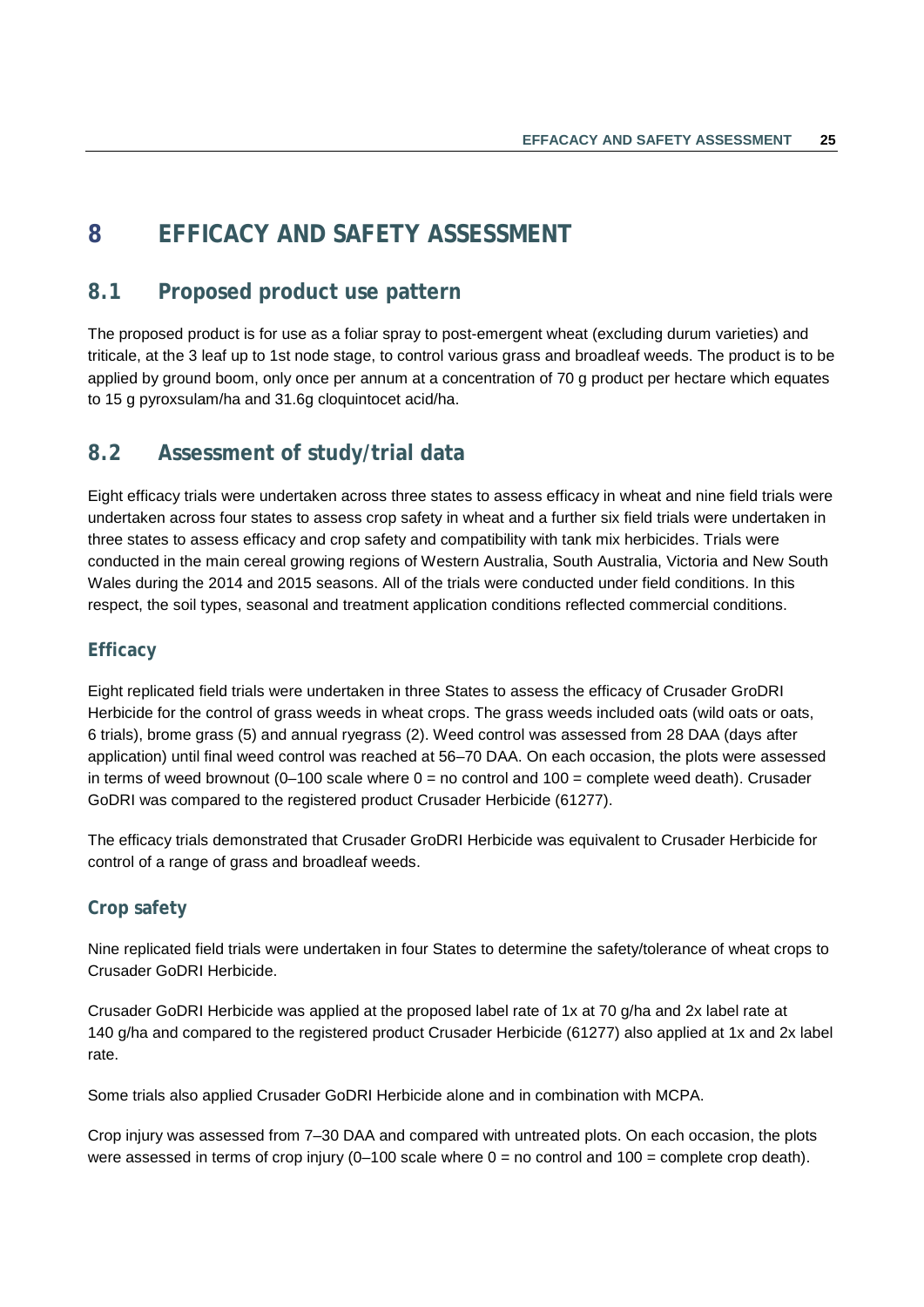# 8 EFFICACY AND SAFETY ASSESSMENT

## 8.1 Proposed product use pattern

The proposed product is for use as a foliar spray to post-emergent wheat (excluding durum varieties) and triticale, at the 3 leaf up to 1st node stage, to control various grass and broadleaf weeds. The product is to be applied by ground boom, only once per annum at a concentration of 70 g product per hectare which equates to 15 g pyroxsulam/ha and 31.6g cloquintocet acid/ha.

## 8.2 Assessment of study/trial data

Eight efficacy trials were undertaken across three states to assess efficacy in wheat and nine field trials were undertaken across four states to assess crop safety in wheat and a further six field trials were undertaken in three states to assess efficacy and crop safety and compatibility with tank mix herbicides. Trials were conducted in the main cereal growing regions of Western Australia, South Australia, Victoria and New South Wales during the 2014 and 2015 seasons. All of the trials were conducted under field conditions. In this respect, the soil types, seasonal and treatment application conditions reflected commercial conditions.

### Efficacy

Eight replicated field trials were undertaken in three States to assess the efficacy of Crusader GroDRI Herbicide for the control of grass weeds in wheat crops. The grass weeds included oats (wild oats or oats, 6 trials), brome grass (5) and annual ryegrass (2). Weed control was assessed from 28 DAA (days after application) until final weed control was reached at 56–70 DAA. On each occasion, the plots were assessed in terms of weed brownout (0–100 scale where 0 = no control and 100 = complete weed death). Crusader GoDRI was compared to the registered product Crusader Herbicide (61277).

The efficacy trials demonstrated that Crusader GroDRI Herbicide was equivalent to Crusader Herbicide for control of a range of grass and broadleaf weeds.

### Crop safety

Nine replicated field trials were undertaken in four States to determine the safety/tolerance of wheat crops to Crusader GoDRI Herbicide.

Crusader GoDRI Herbicide was applied at the proposed label rate of 1x at 70 g/ha and 2x label rate at 140 g/ha and compared to the registered product Crusader Herbicide (61277) also applied at 1x and 2x label rate.

Some trials also applied Crusader GoDRI Herbicide alone and in combination with MCPA.

Crop injury was assessed from 7–30 DAA and compared with untreated plots. On each occasion, the plots were assessed in terms of crop injury (0–100 scale where 0 = no control and 100 = complete crop death).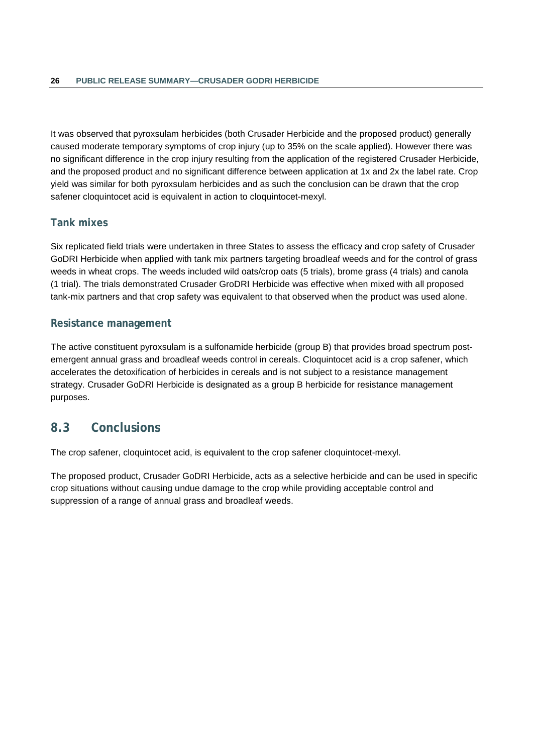It was observed that pyroxsulam herbicides (both Crusader Herbicide and the proposed product) generally caused moderate temporary symptoms of crop injury (up to 35% on the scale applied). However there was no significant difference in the crop injury resulting from the application of the registered Crusader Herbicide, and the proposed product and no significant difference between application at 1x and 2x the label rate. Crop yield was similar for both pyroxsulam herbicides and as such the conclusion can be drawn that the crop safener cloquintocet acid is equivalent in action to cloquintocet-mexyl.

### Tank mixes

Six replicated field trials were undertaken in three States to assess the efficacy and crop safety of Crusader GoDRI Herbicide when applied with tank mix partners targeting broadleaf weeds and for the control of grass weeds in wheat crops. The weeds included wild oats/crop oats (5 trials), brome grass (4 trials) and canola (1 trial). The trials demonstrated Crusader GroDRI Herbicide was effective when mixed with all proposed tank-mix partners and that crop safety was equivalent to that observed when the product was used alone.

### Resistance management

The active constituent pyroxsulam is a sulfonamide herbicide (group B) that provides broad spectrum post-emergent annual grass and broadleaf weeds control in cereals. Cloquintocet acid is a crop safener, which accelerates the detoxification of herbicides in cereals and is not subject to a resistance management strategy. Crusader GoDRI Herbicide is designated as a group B herbicide for resistance management purposes.

## 8.3 Conclusions

The crop safener, cloquintocet acid, is equivalent to the crop safener cloquintocet-mexyl.

The proposed product, Crusader GoDRI Herbicide, acts as a selective herbicide and can be used in specific crop situations without causing undue damage to the crop while providing acceptable control and suppression of a range of annual grass and broadleaf weeds.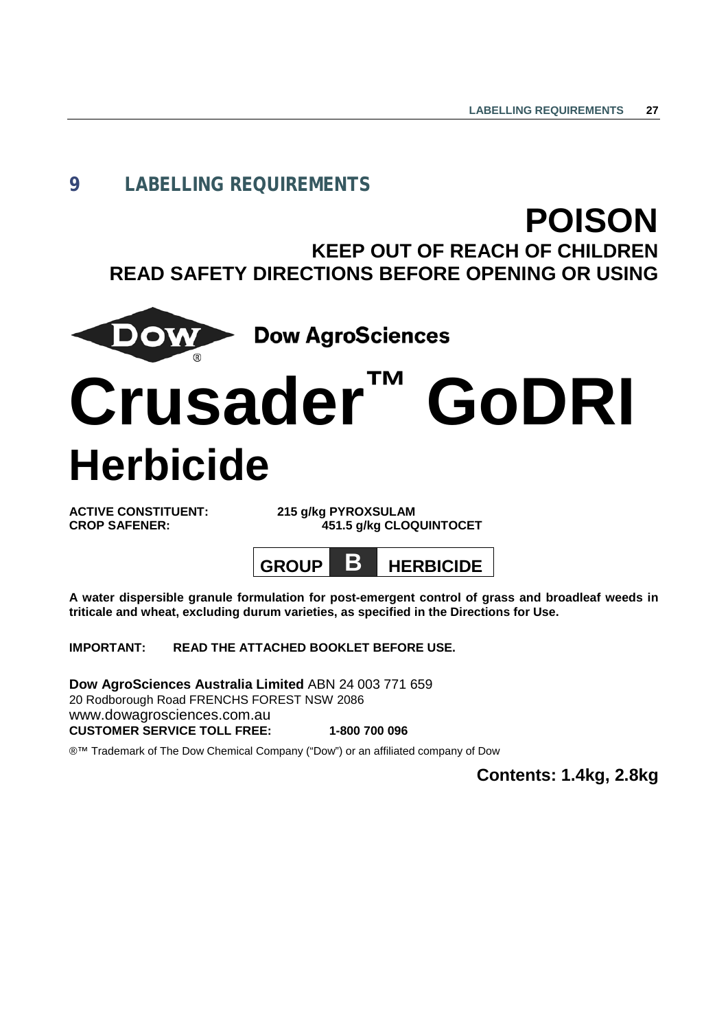# 9 LABELLING REQUIREMENTS

**POISON**

**KEEP OUT OF REACH OF CHILDREN**

**READ SAFETY DIRECTIONS BEFORE OPENING OR USING**

**Dow AgroSciences**

# Crusader™ GoDRI

# Herbicide

**ACTIVE CONSTITUENT:** **215 g/kg PYROXSULAM**
**CROP SAFENER:** **451.5 g/kg CLOQUINTOCET**

**GROUP B HERBICIDE**

**A water dispersible granule formulation for post-emergent control of grass and broadleaf weeds in triticale and wheat, excluding durum varieties, as specified in the Directions for Use.**

**IMPORTANT: READ THE ATTACHED BOOKLET BEFORE USE.**

**Dow AgroSciences Australia Limited** ABN 24 003 771 659
20 Rodborough Road FRENCHS FOREST NSW 2086
www.dowagrosciences.com.au
**CUSTOMER SERVICE TOLL FREE: 1-800 700 096**

®™ Trademark of The Dow Chemical Company ("Dow") or an affiliated company of Dow

**Contents: 1.4kg, 2.8kg**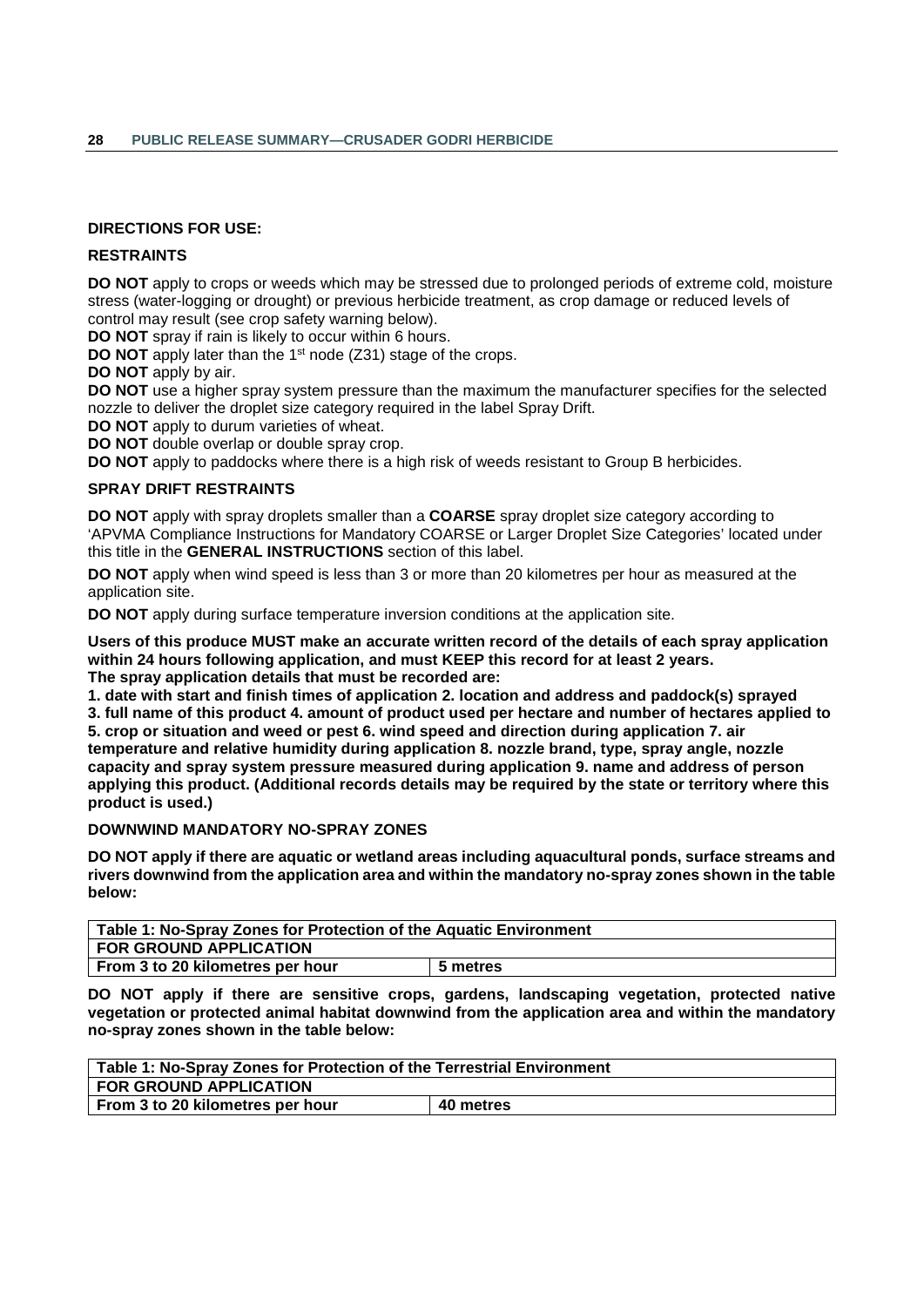**DIRECTIONS FOR USE:**

**RESTRAINTS**

**DO NOT** apply to crops or weeds which may be stressed due to prolonged periods of extreme cold, moisture stress (water-logging or drought) or previous herbicide treatment, as crop damage or reduced levels of control may result (see crop safety warning below).

**DO NOT** spray if rain is likely to occur within 6 hours.

**DO NOT** apply later than the 1st node (Z31) stage of the crops.

**DO NOT** apply by air.

**DO NOT** use a higher spray system pressure than the maximum the manufacturer specifies for the selected nozzle to deliver the droplet size category required in the label Spray Drift.

**DO NOT** apply to durum varieties of wheat.

**DO NOT** double overlap or double spray crop.

**DO NOT** apply to paddocks where there is a high risk of weeds resistant to Group B herbicides.

**SPRAY DRIFT RESTRAINTS**

**DO NOT** apply with spray droplets smaller than a **COARSE** spray droplet size category according to 'APVMA Compliance Instructions for Mandatory COARSE or Larger Droplet Size Categories' located under this title in the **GENERAL INSTRUCTIONS** section of this label.

**DO NOT** apply when wind speed is less than 3 or more than 20 kilometres per hour as measured at the application site.

**DO NOT** apply during surface temperature inversion conditions at the application site.

**Users of this produce MUST make an accurate written record of the details of each spray application within 24 hours following application, and must KEEP this record for at least 2 years.**
**The spray application details that must be recorded are:**
**1. date with start and finish times of application 2. location and address and paddock(s) sprayed 3. full name of this product 4. amount of product used per hectare and number of hectares applied to 5. crop or situation and weed or pest 6. wind speed and direction during application 7. air temperature and relative humidity during application 8. nozzle brand, type, spray angle, nozzle capacity and spray system pressure measured during application 9. name and address of person applying this product. (Additional records details may be required by the state or territory where this product is used.)**

**DOWNWIND MANDATORY NO-SPRAY ZONES**

**DO NOT apply if there are aquatic or wetland areas including aquacultural ponds, surface streams and rivers downwind from the application area and within the mandatory no-spray zones shown in the table below:**

| Table 1: No-Spray Zones for Protection of the Aquatic Environment | |
|---|---|
| FOR GROUND APPLICATION | |
| From 3 to 20 kilometres per hour | 5 metres |

**DO NOT apply if there are sensitive crops, gardens, landscaping vegetation, protected native vegetation or protected animal habitat downwind from the application area and within the mandatory no-spray zones shown in the table below:**

| Table 1: No-Spray Zones for Protection of the Terrestrial Environment | |
|---|---|
| FOR GROUND APPLICATION | |
| From 3 to 20 kilometres per hour | 40 metres |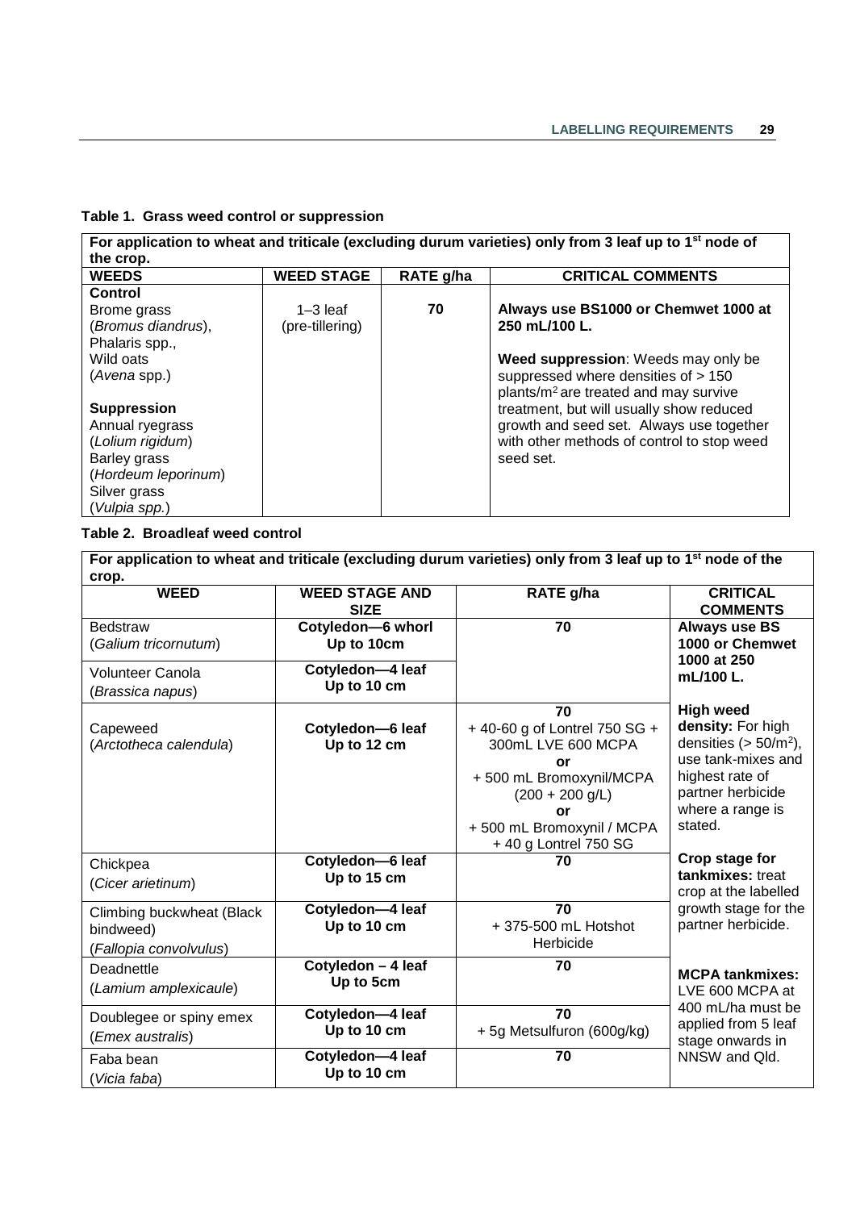**Table 1. Grass weed control or suppression**

| For application to wheat and triticale (excluding durum varieties) only from 3 leaf up to 1st node of the crop. | | | |
|---|---|---|---|
| **WEEDS** | **WEED STAGE** | **RATE g/ha** | **CRITICAL COMMENTS** |
| **Control**<br>Brome grass<br>(*Bromus diandrus*),<br>Phalaris spp.,<br>Wild oats<br>(*Avena* spp.)<br><br>**Suppression**<br>Annual ryegrass<br>(*Lolium rigidum*)<br>Barley grass<br>(*Hordeum leporinum*)<br>Silver grass<br>(*Vulpia spp.*) | 1–3 leaf<br>(pre-tillering) | **70** | **Always use BS1000 or Chemwet 1000 at 250 mL/100 L.**<br><br>**Weed suppression**: Weeds may only be suppressed where densities of > 150 plants/m$^2$ are treated and may survive treatment, but will usually show reduced growth and seed set. Always use together with other methods of control to stop weed seed set. |

**Table 2. Broadleaf weed control**

| For application to wheat and triticale (excluding durum varieties) only from 3 leaf up to 1st node of the crop. | | | |
|---|---|---|---|
| **WEED** | **WEED STAGE AND SIZE** | **RATE g/ha** | **CRITICAL COMMENTS** |
| Bedstraw<br>(*Galium tricornutum*) | **Cotyledon—6 whorl<br>Up to 10cm** | **70** | **Always use BS 1000 or Chemwet 1000 at 250 mL/100 L.**<br><br>**High weed density:** For high densities (> 50/m$^2$), use tank-mixes and highest rate of partner herbicide where a range is stated.<br><br>**Crop stage for tankmixes:** treat crop at the labelled growth stage for the partner herbicide.<br><br>**MCPA tankmixes:** LVE 600 MCPA at 400 mL/ha must be applied from 5 leaf stage onwards in NNSW and Qld. |
| Volunteer Canola<br>(*Brassica napus*) | **Cotyledon—4 leaf<br>Up to 10 cm** | | |
| Capeweed<br>(*Arctotheca calendula*) | **Cotyledon—6 leaf<br>Up to 12 cm** | **70**<br>+ 40-60 g of Lontrel 750 SG + 300mL LVE 600 MCPA<br>**or**<br>+ 500 mL Bromoxynil/MCPA (200 + 200 g/L)<br>**or**<br>+ 500 mL Bromoxynil / MCPA + 40 g Lontrel 750 SG | |
| Chickpea<br>(*Cicer arietinum*) | **Cotyledon—6 leaf<br>Up to 15 cm** | **70** | |
| Climbing buckwheat (Black bindweed)<br>(*Fallopia convolvulus*) | **Cotyledon—4 leaf<br>Up to 10 cm** | **70**<br>+ 375-500 mL Hotshot Herbicide | |
| Deadnettle<br>(*Lamium amplexicaule*) | **Cotyledon – 4 leaf<br>Up to 5cm** | **70** | |
| Doublegee or spiny emex<br>(*Emex australis*) | **Cotyledon—4 leaf<br>Up to 10 cm** | **70**<br>+ 5g Metsulfuron (600g/kg) | |
| Faba bean<br>(*Vicia faba*) | **Cotyledon—4 leaf<br>Up to 10 cm** | **70** | |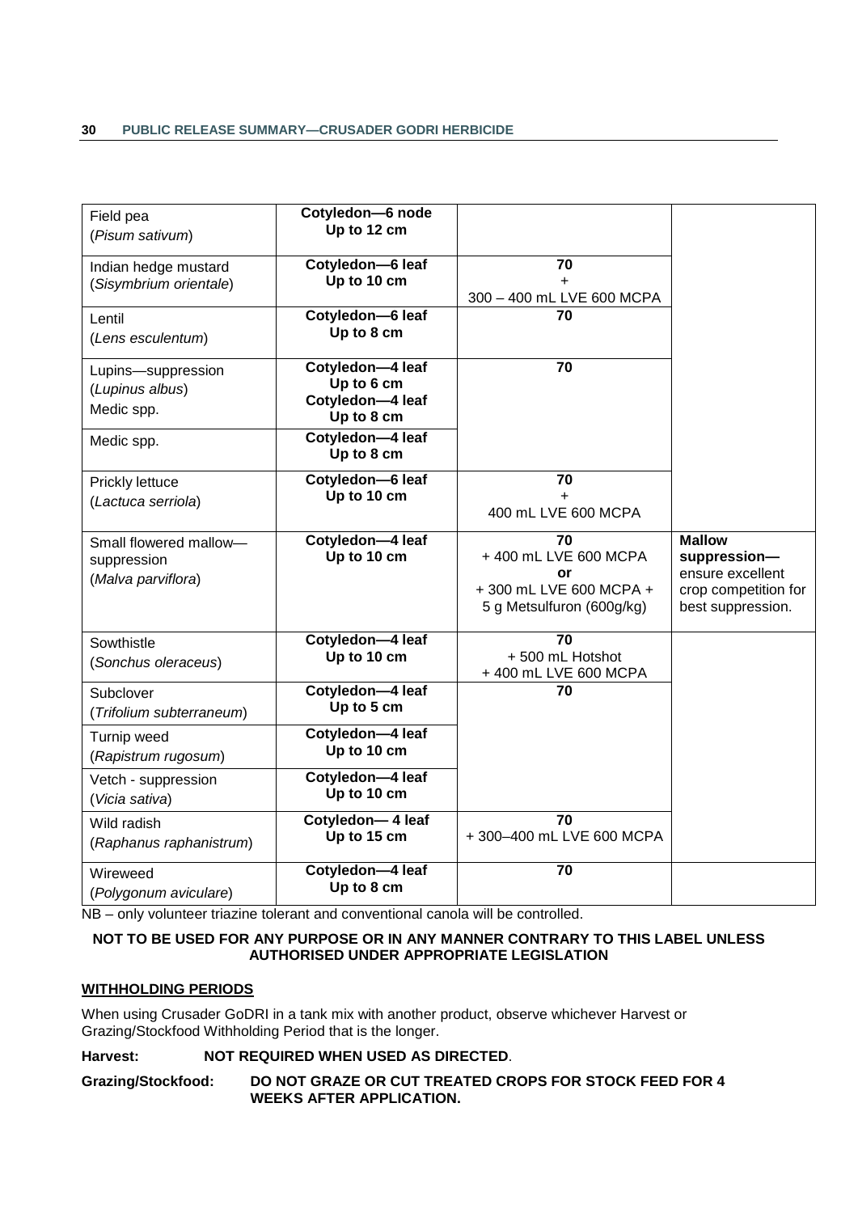| | | | |
|---|---|---|---|
| Field pea (*Pisum sativum*) | **Cotyledon—6 node Up to 12 cm** | | |
| Indian hedge mustard (*Sisymbrium orientale*) | **Cotyledon—6 leaf Up to 10 cm** | **70** + 300 – 400 mL LVE 600 MCPA | |
| Lentil (*Lens esculentum*) | **Cotyledon—6 leaf Up to 8 cm** | **70** | |
| Lupins—suppression (*Lupinus albus*) Medic spp. | **Cotyledon—4 leaf Up to 6 cm Cotyledon—4 leaf Up to 8 cm** | **70** | |
| Medic spp. | **Cotyledon—4 leaf Up to 8 cm** | | |
| Prickly lettuce (*Lactuca serriola*) | **Cotyledon—6 leaf Up to 10 cm** | **70** + 400 mL LVE 600 MCPA | |
| Small flowered mallow—suppression (*Malva parviflora*) | **Cotyledon—4 leaf Up to 10 cm** | **70** + 400 mL LVE 600 MCPA **or** + 300 mL LVE 600 MCPA + 5 g Metsulfuron (600g/kg) | **Mallow suppression—** ensure excellent crop competition for best suppression. |
| Sowthistle (*Sonchus oleraceus*) | **Cotyledon—4 leaf Up to 10 cm** | **70** + 500 mL Hotshot + 400 mL LVE 600 MCPA | |
| Subclover (*Trifolium subterraneum*) | **Cotyledon—4 leaf Up to 5 cm** | **70** | |
| Turnip weed (*Rapistrum rugosum*) | **Cotyledon—4 leaf Up to 10 cm** | | |
| Vetch - suppression (*Vicia sativa*) | **Cotyledon—4 leaf Up to 10 cm** | | |
| Wild radish (*Raphanus raphanistrum*) | **Cotyledon— 4 leaf Up to 15 cm** | **70** + 300–400 mL LVE 600 MCPA | |
| Wireweed (*Polygonum aviculare*) | **Cotyledon—4 leaf Up to 8 cm** | **70** | |

NB – only volunteer triazine tolerant and conventional canola will be controlled.

**NOT TO BE USED FOR ANY PURPOSE OR IN ANY MANNER CONTRARY TO THIS LABEL UNLESS AUTHORISED UNDER APPROPRIATE LEGISLATION**

**WITHHOLDING PERIODS**

When using Crusader GoDRI in a tank mix with another product, observe whichever Harvest or Grazing/Stockfood Withholding Period that is the longer.

**Harvest:** **NOT REQUIRED WHEN USED AS DIRECTED**.

**Grazing/Stockfood:** **DO NOT GRAZE OR CUT TREATED CROPS FOR STOCK FEED FOR 4 WEEKS AFTER APPLICATION.**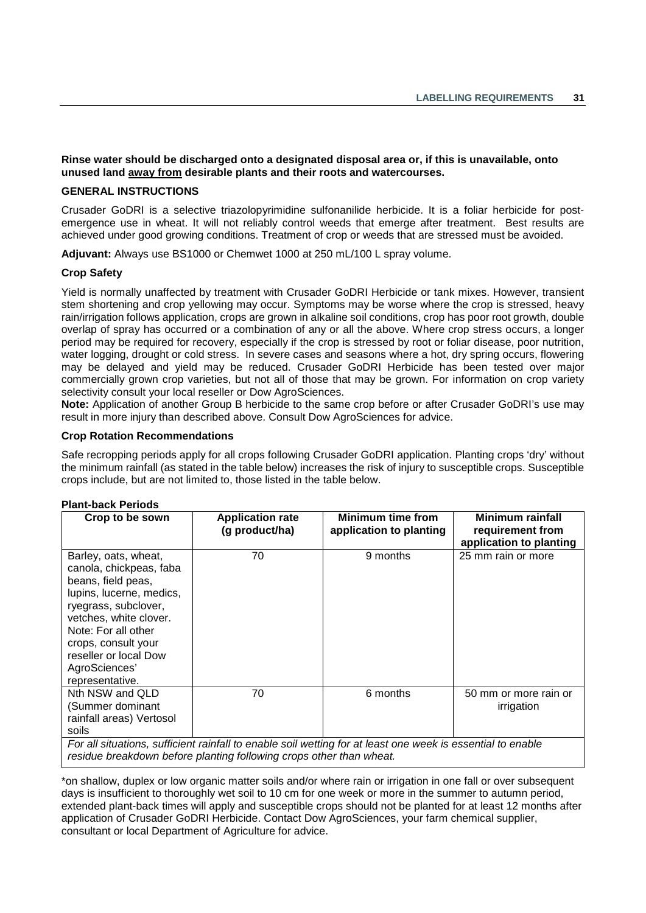**Rinse water should be discharged onto a designated disposal area or, if this is unavailable, onto unused land away from desirable plants and their roots and watercourses.**

**GENERAL INSTRUCTIONS**

Crusader GoDRI is a selective triazolopyrimidine sulfonanilide herbicide. It is a foliar herbicide for post-emergence use in wheat. It will not reliably control weeds that emerge after treatment. Best results are achieved under good growing conditions. Treatment of crop or weeds that are stressed must be avoided.

**Adjuvant:** Always use BS1000 or Chemwet 1000 at 250 mL/100 L spray volume.

**Crop Safety**

Yield is normally unaffected by treatment with Crusader GoDRI Herbicide or tank mixes. However, transient stem shortening and crop yellowing may occur. Symptoms may be worse where the crop is stressed, heavy rain/irrigation follows application, crops are grown in alkaline soil conditions, crop has poor root growth, double overlap of spray has occurred or a combination of any or all the above. Where crop stress occurs, a longer period may be required for recovery, especially if the crop is stressed by root or foliar disease, poor nutrition, water logging, drought or cold stress. In severe cases and seasons where a hot, dry spring occurs, flowering may be delayed and yield may be reduced. Crusader GoDRI Herbicide has been tested over major commercially grown crop varieties, but not all of those that may be grown. For information on crop variety selectivity consult your local reseller or Dow AgroSciences.

**Note:** Application of another Group B herbicide to the same crop before or after Crusader GoDRI's use may result in more injury than described above. Consult Dow AgroSciences for advice.

**Crop Rotation Recommendations**

Safe recropping periods apply for all crops following Crusader GoDRI application. Planting crops 'dry' without the minimum rainfall (as stated in the table below) increases the risk of injury to susceptible crops. Susceptible crops include, but are not limited to, those listed in the table below.

**Plant-back Periods**

| Crop to be sown | Application rate (g product/ha) | Minimum time from application to planting | Minimum rainfall requirement from application to planting |
|---|---|---|---|
| Barley, oats, wheat, canola, chickpeas, faba beans, field peas, lupins, lucerne, medics, ryegrass, subclover, vetches, white clover. Note: For all other crops, consult your reseller or local Dow AgroSciences' representative. | 70 | 9 months | 25 mm rain or more |
| Nth NSW and QLD (Summer dominant rainfall areas) Vertosol soils | 70 | 6 months | 50 mm or more rain or irrigation |
| *For all situations, sufficient rainfall to enable soil wetting for at least one week is essential to enable residue breakdown before planting following crops other than wheat.* | | | |

*on shallow, duplex or low organic matter soils and/or where rain or irrigation in one fall or over subsequent days is insufficient to thoroughly wet soil to 10 cm for one week or more in the summer to autumn period, extended plant-back times will apply and susceptible crops should not be planted for at least 12 months after application of Crusader GoDRI Herbicide. Contact Dow AgroSciences, your farm chemical supplier, consultant or local Department of Agriculture for advice.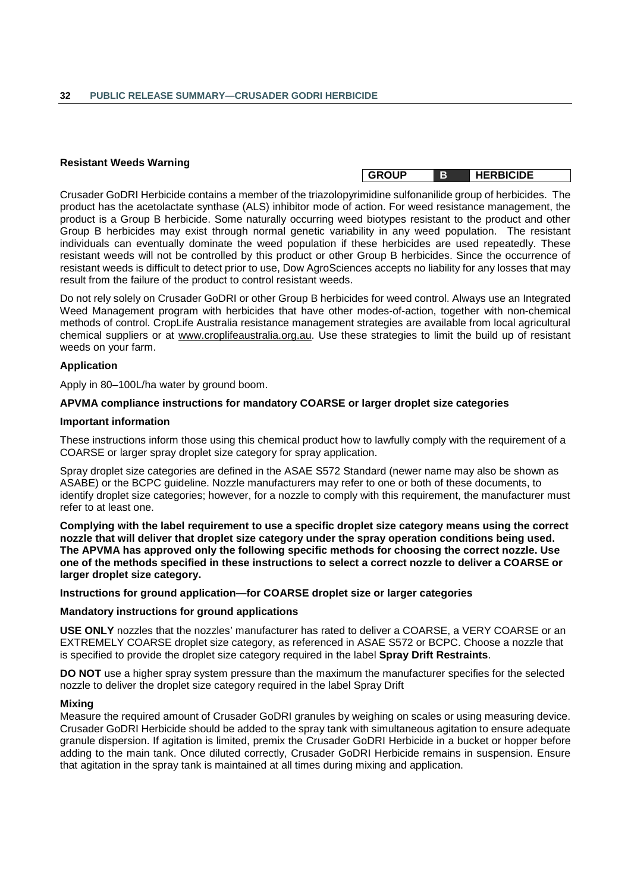**Resistant Weeds Warning**

| GROUP | B | HERBICIDE |
|---|---|---|

Crusader GoDRI Herbicide contains a member of the triazolopyrimidine sulfonanilide group of herbicides. The product has the acetolactate synthase (ALS) inhibitor mode of action. For weed resistance management, the product is a Group B herbicide. Some naturally occurring weed biotypes resistant to the product and other Group B herbicides may exist through normal genetic variability in any weed population. The resistant individuals can eventually dominate the weed population if these herbicides are used repeatedly. These resistant weeds will not be controlled by this product or other Group B herbicides. Since the occurrence of resistant weeds is difficult to detect prior to use, Dow AgroSciences accepts no liability for any losses that may result from the failure of the product to control resistant weeds.

Do not rely solely on Crusader GoDRI or other Group B herbicides for weed control. Always use an Integrated Weed Management program with herbicides that have other modes-of-action, together with non-chemical methods of control. CropLife Australia resistance management strategies are available from local agricultural chemical suppliers or at www.croplifeaustralia.org.au. Use these strategies to limit the build up of resistant weeds on your farm.

**Application**

Apply in 80–100L/ha water by ground boom.

**APVMA compliance instructions for mandatory COARSE or larger droplet size categories**

**Important information**

These instructions inform those using this chemical product how to lawfully comply with the requirement of a COARSE or larger spray droplet size category for spray application.

Spray droplet size categories are defined in the ASAE S572 Standard (newer name may also be shown as ASABE) or the BCPC guideline. Nozzle manufacturers may refer to one or both of these documents, to identify droplet size categories; however, for a nozzle to comply with this requirement, the manufacturer must refer to at least one.

**Complying with the label requirement to use a specific droplet size category means using the correct nozzle that will deliver that droplet size category under the spray operation conditions being used. The APVMA has approved only the following specific methods for choosing the correct nozzle. Use one of the methods specified in these instructions to select a correct nozzle to deliver a COARSE or larger droplet size category.**

**Instructions for ground application—for COARSE droplet size or larger categories**

**Mandatory instructions for ground applications**

**USE ONLY** nozzles that the nozzles' manufacturer has rated to deliver a COARSE, a VERY COARSE or an EXTREMELY COARSE droplet size category, as referenced in ASAE S572 or BCPC. Choose a nozzle that is specified to provide the droplet size category required in the label **Spray Drift Restraints**.

**DO NOT** use a higher spray system pressure than the maximum the manufacturer specifies for the selected nozzle to deliver the droplet size category required in the label Spray Drift

**Mixing**

Measure the required amount of Crusader GoDRI granules by weighing on scales or using measuring device. Crusader GoDRI Herbicide should be added to the spray tank with simultaneous agitation to ensure adequate granule dispersion. If agitation is limited, premix the Crusader GoDRI Herbicide in a bucket or hopper before adding to the main tank. Once diluted correctly, Crusader GoDRI Herbicide remains in suspension. Ensure that agitation in the spray tank is maintained at all times during mixing and application.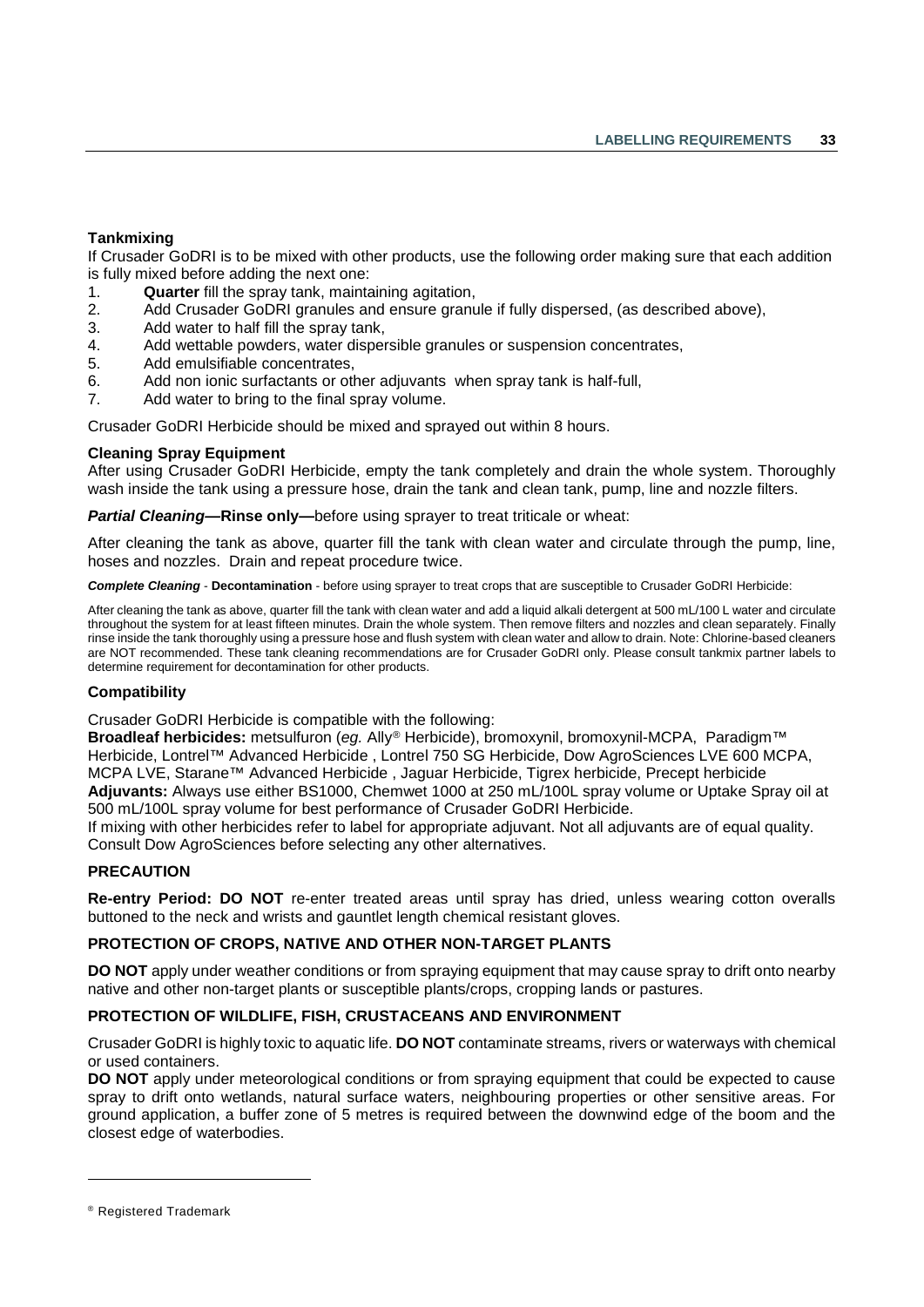**Tankmixing**

If Crusader GoDRI is to be mixed with other products, use the following order making sure that each addition is fully mixed before adding the next one:

1. **Quarter** fill the spray tank, maintaining agitation,
2. Add Crusader GoDRI granules and ensure granule if fully dispersed, (as described above),
3. Add water to half fill the spray tank,
4. Add wettable powders, water dispersible granules or suspension concentrates,
5. Add emulsifiable concentrates,
6. Add non ionic surfactants or other adjuvants when spray tank is half-full,
7. Add water to bring to the final spray volume.

Crusader GoDRI Herbicide should be mixed and sprayed out within 8 hours.

**Cleaning Spray Equipment**

After using Crusader GoDRI Herbicide, empty the tank completely and drain the whole system. Thoroughly wash inside the tank using a pressure hose, drain the tank and clean tank, pump, line and nozzle filters.

***Partial Cleaning*—Rinse only—**before using sprayer to treat triticale or wheat:

After cleaning the tank as above, quarter fill the tank with clean water and circulate through the pump, line, hoses and nozzles. Drain and repeat procedure twice.

***Complete Cleaning*** - **Decontamination** - before using sprayer to treat crops that are susceptible to Crusader GoDRI Herbicide:

After cleaning the tank as above, quarter fill the tank with clean water and add a liquid alkali detergent at 500 mL/100 L water and circulate throughout the system for at least fifteen minutes. Drain the whole system. Then remove filters and nozzles and clean separately. Finally rinse inside the tank thoroughly using a pressure hose and flush system with clean water and allow to drain. Note: Chlorine-based cleaners are NOT recommended. These tank cleaning recommendations are for Crusader GoDRI only. Please consult tankmix partner labels to determine requirement for decontamination for other products.

**Compatibility**

Crusader GoDRI Herbicide is compatible with the following:

**Broadleaf herbicides:** metsulfuron (*eg.* Ally® Herbicide), bromoxynil, bromoxynil-MCPA, Paradigm™ Herbicide, Lontrel™ Advanced Herbicide , Lontrel 750 SG Herbicide, Dow AgroSciences LVE 600 MCPA, MCPA LVE, Starane™ Advanced Herbicide , Jaguar Herbicide, Tigrex herbicide, Precept herbicide

**Adjuvants:** Always use either BS1000, Chemwet 1000 at 250 mL/100L spray volume or Uptake Spray oil at 500 mL/100L spray volume for best performance of Crusader GoDRI Herbicide.

If mixing with other herbicides refer to label for appropriate adjuvant. Not all adjuvants are of equal quality. Consult Dow AgroSciences before selecting any other alternatives.

**PRECAUTION**

**Re-entry Period: DO NOT** re-enter treated areas until spray has dried, unless wearing cotton overalls buttoned to the neck and wrists and gauntlet length chemical resistant gloves.

**PROTECTION OF CROPS, NATIVE AND OTHER NON-TARGET PLANTS**

**DO NOT** apply under weather conditions or from spraying equipment that may cause spray to drift onto nearby native and other non-target plants or susceptible plants/crops, cropping lands or pastures.

**PROTECTION OF WILDLIFE, FISH, CRUSTACEANS AND ENVIRONMENT**

Crusader GoDRI is highly toxic to aquatic life. **DO NOT** contaminate streams, rivers or waterways with chemical or used containers.

**DO NOT** apply under meteorological conditions or from spraying equipment that could be expected to cause spray to drift onto wetlands, natural surface waters, neighbouring properties or other sensitive areas. For ground application, a buffer zone of 5 metres is required between the downwind edge of the boom and the closest edge of waterbodies.

---

® Registered Trademark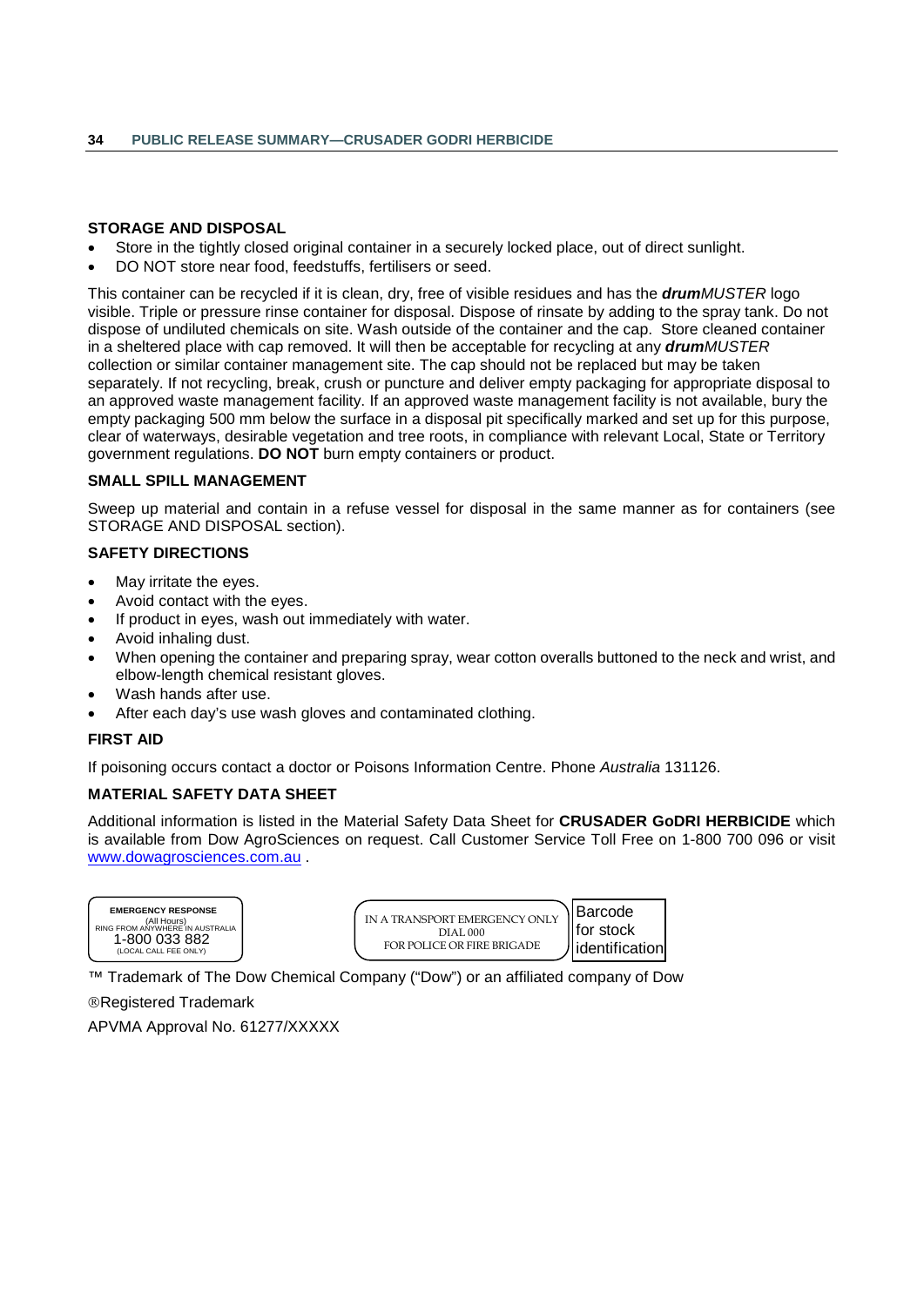**STORAGE AND DISPOSAL**

- Store in the tightly closed original container in a securely locked place, out of direct sunlight.
- DO NOT store near food, feedstuffs, fertilisers or seed.

This container can be recycled if it is clean, dry, free of visible residues and has the ***drum****MUSTER* logo visible. Triple or pressure rinse container for disposal. Dispose of rinsate by adding to the spray tank. Do not dispose of undiluted chemicals on site. Wash outside of the container and the cap. Store cleaned container in a sheltered place with cap removed. It will then be acceptable for recycling at any ***drum****MUSTER* collection or similar container management site. The cap should not be replaced but may be taken separately. If not recycling, break, crush or puncture and deliver empty packaging for appropriate disposal to an approved waste management facility. If an approved waste management facility is not available, bury the empty packaging 500 mm below the surface in a disposal pit specifically marked and set up for this purpose, clear of waterways, desirable vegetation and tree roots, in compliance with relevant Local, State or Territory government regulations. **DO NOT** burn empty containers or product.

**SMALL SPILL MANAGEMENT**

Sweep up material and contain in a refuse vessel for disposal in the same manner as for containers (see STORAGE AND DISPOSAL section).

**SAFETY DIRECTIONS**

- May irritate the eyes.
- Avoid contact with the eyes.
- If product in eyes, wash out immediately with water.
- Avoid inhaling dust.
- When opening the container and preparing spray, wear cotton overalls buttoned to the neck and wrist, and elbow-length chemical resistant gloves.
- Wash hands after use.
- After each day's use wash gloves and contaminated clothing.

**FIRST AID**

If poisoning occurs contact a doctor or Poisons Information Centre. Phone *Australia* 131126.

**MATERIAL SAFETY DATA SHEET**

Additional information is listed in the Material Safety Data Sheet for **CRUSADER GoDRI HERBICIDE** which is available from Dow AgroSciences on request. Call Customer Service Toll Free on 1-800 700 096 or visit [www.dowagrosciences.com.au](http://www.dowagrosciences.com.au) .

**EMERGENCY RESPONSE**
(All Hours)
RING FROM ANYWHERE IN AUSTRALIA
1-800 033 882
(LOCAL CALL FEE ONLY)

IN A TRANSPORT EMERGENCY ONLY
DIAL 000
FOR POLICE OR FIRE BRIGADE

Barcode for stock identification

™ Trademark of The Dow Chemical Company ("Dow") or an affiliated company of Dow

®Registered Trademark

APVMA Approval No. 61277/XXXXX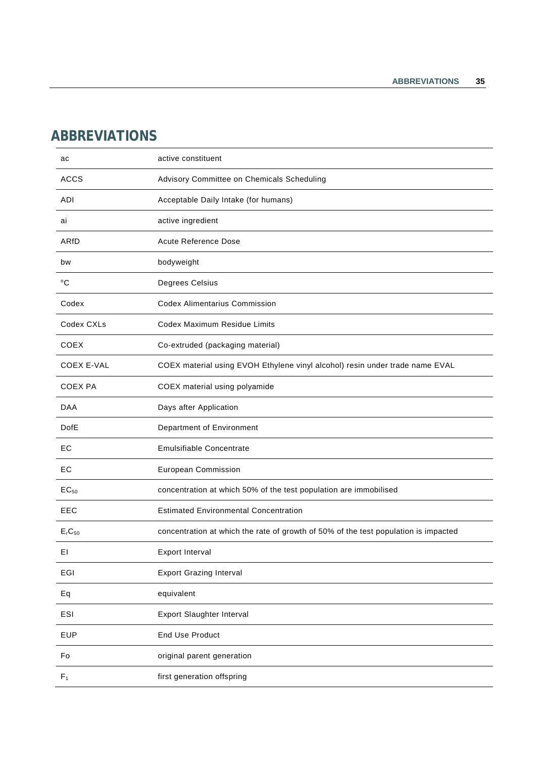# ABBREVIATIONS

| | |
|---|---|
| ac | active constituent |
| ACCS | Advisory Committee on Chemicals Scheduling |
| ADI | Acceptable Daily Intake (for humans) |
| ai | active ingredient |
| ARfD | Acute Reference Dose |
| bw | bodyweight |
| °C | Degrees Celsius |
| Codex | Codex Alimentarius Commission |
| Codex CXLs | Codex Maximum Residue Limits |
| COEX | Co-extruded (packaging material) |
| COEX E-VAL | COEX material using EVOH Ethylene vinyl alcohol) resin under trade name EVAL |
| COEX PA | COEX material using polyamide |
| DAA | Days after Application |
| DofE | Department of Environment |
| EC | Emulsifiable Concentrate |
| EC | European Commission |
| $EC_{50}$ | concentration at which 50% of the test population are immobilised |
| EEC | Estimated Environmental Concentration |
| $E_rC_{50}$ | concentration at which the rate of growth of 50% of the test population is impacted |
| EI | Export Interval |
| EGI | Export Grazing Interval |
| Eq | equivalent |
| ESI | Export Slaughter Interval |
| EUP | End Use Product |
| Fo | original parent generation |
| $F_1$ | first generation offspring |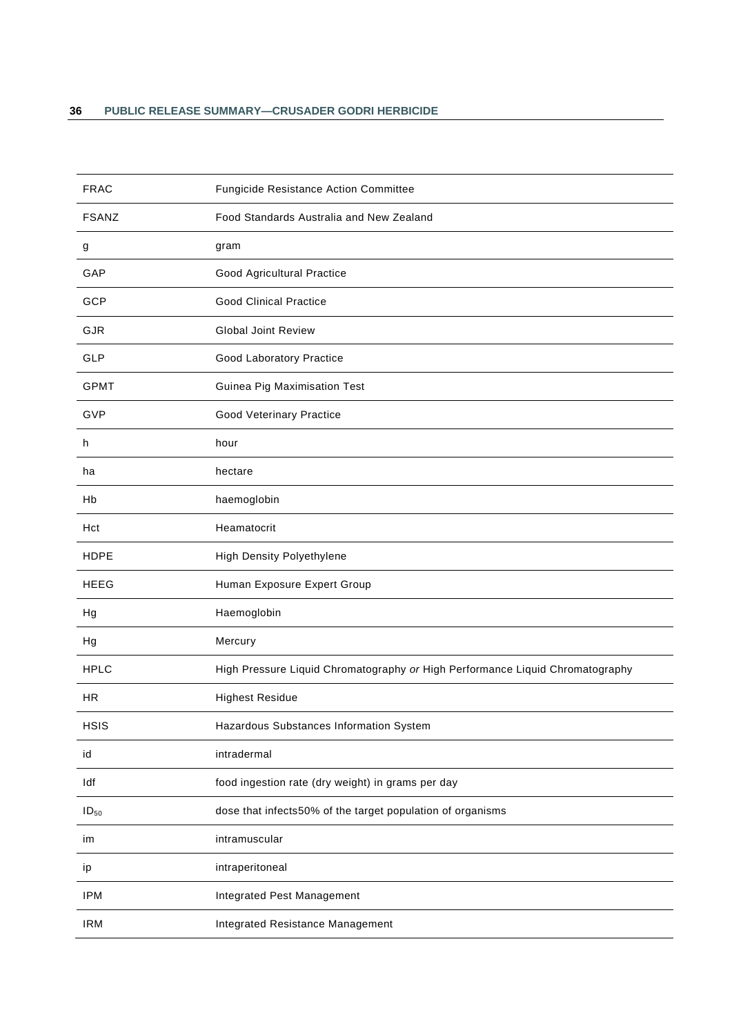| | |
|---|---|
| FRAC | Fungicide Resistance Action Committee |
| FSANZ | Food Standards Australia and New Zealand |
| g | gram |
| GAP | Good Agricultural Practice |
| GCP | Good Clinical Practice |
| GJR | Global Joint Review |
| GLP | Good Laboratory Practice |
| GPMT | Guinea Pig Maximisation Test |
| GVP | Good Veterinary Practice |
| h | hour |
| ha | hectare |
| Hb | haemoglobin |
| Hct | Heamatocrit |
| HDPE | High Density Polyethylene |
| HEEG | Human Exposure Expert Group |
| Hg | Haemoglobin |
| Hg | Mercury |
| HPLC | High Pressure Liquid Chromatography *or* High Performance Liquid Chromatography |
| HR | Highest Residue |
| HSIS | Hazardous Substances Information System |
| id | intradermal |
| Idf | food ingestion rate (dry weight) in grams per day |
| $ID_{50}$ | dose that infects50% of the target population of organisms |
| im | intramuscular |
| ip | intraperitoneal |
| IPM | Integrated Pest Management |
| IRM | Integrated Resistance Management |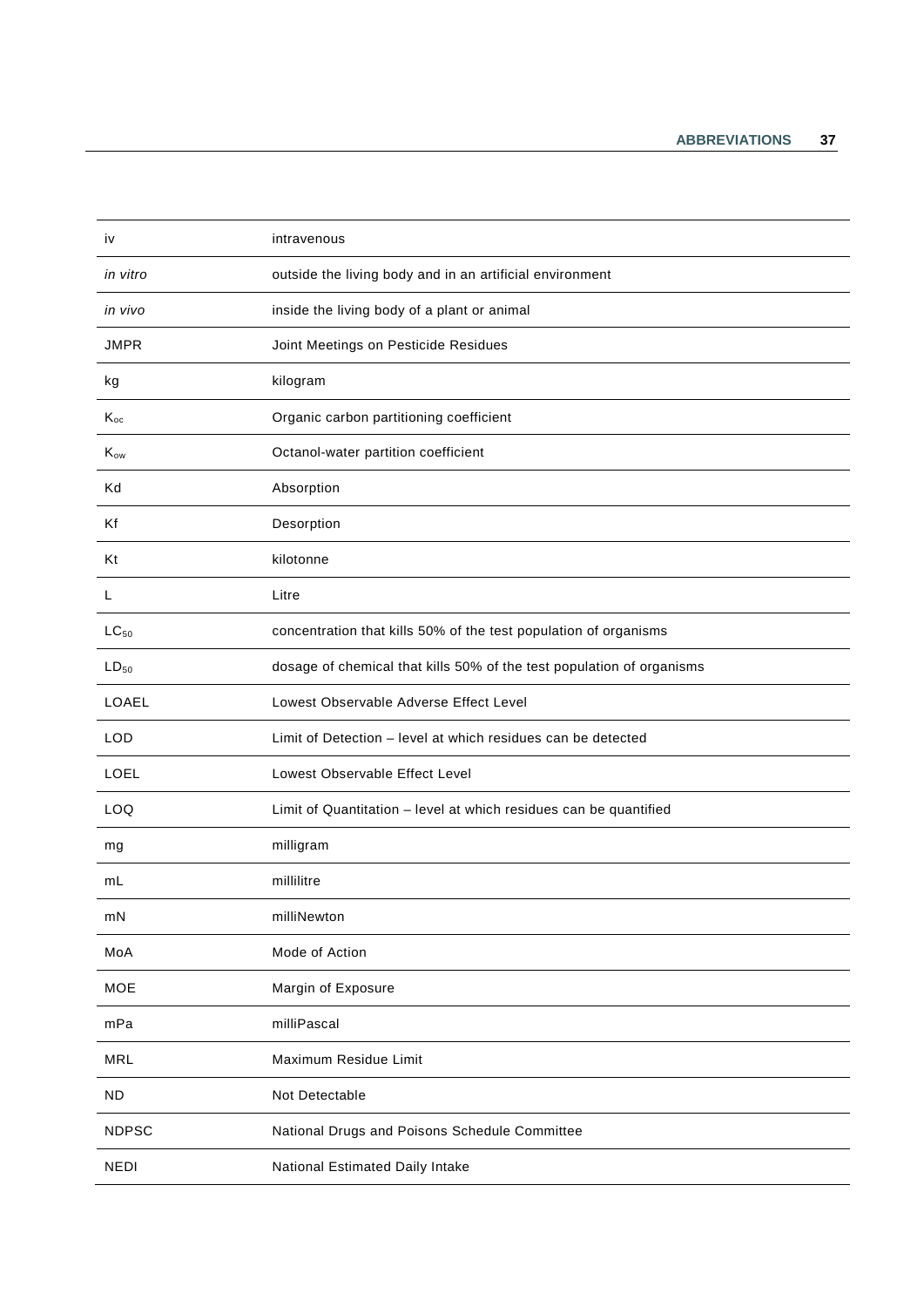| | |
|---|---|
| iv | intravenous |
| *in vitro* | outside the living body and in an artificial environment |
| *in vivo* | inside the living body of a plant or animal |
| JMPR | Joint Meetings on Pesticide Residues |
| kg | kilogram |
| $K_{oc}$ | Organic carbon partitioning coefficient |
| $K_{ow}$ | Octanol-water partition coefficient |
| Kd | Absorption |
| Kf | Desorption |
| Kt | kilotonne |
| L | Litre |
| $LC_{50}$ | concentration that kills 50% of the test population of organisms |
| $LD_{50}$ | dosage of chemical that kills 50% of the test population of organisms |
| LOAEL | Lowest Observable Adverse Effect Level |
| LOD | Limit of Detection – level at which residues can be detected |
| LOEL | Lowest Observable Effect Level |
| LOQ | Limit of Quantitation – level at which residues can be quantified |
| mg | milligram |
| mL | millilitre |
| mN | milliNewton |
| MoA | Mode of Action |
| MOE | Margin of Exposure |
| mPa | milliPascal |
| MRL | Maximum Residue Limit |
| ND | Not Detectable |
| NDPSC | National Drugs and Poisons Schedule Committee |
| NEDI | National Estimated Daily Intake |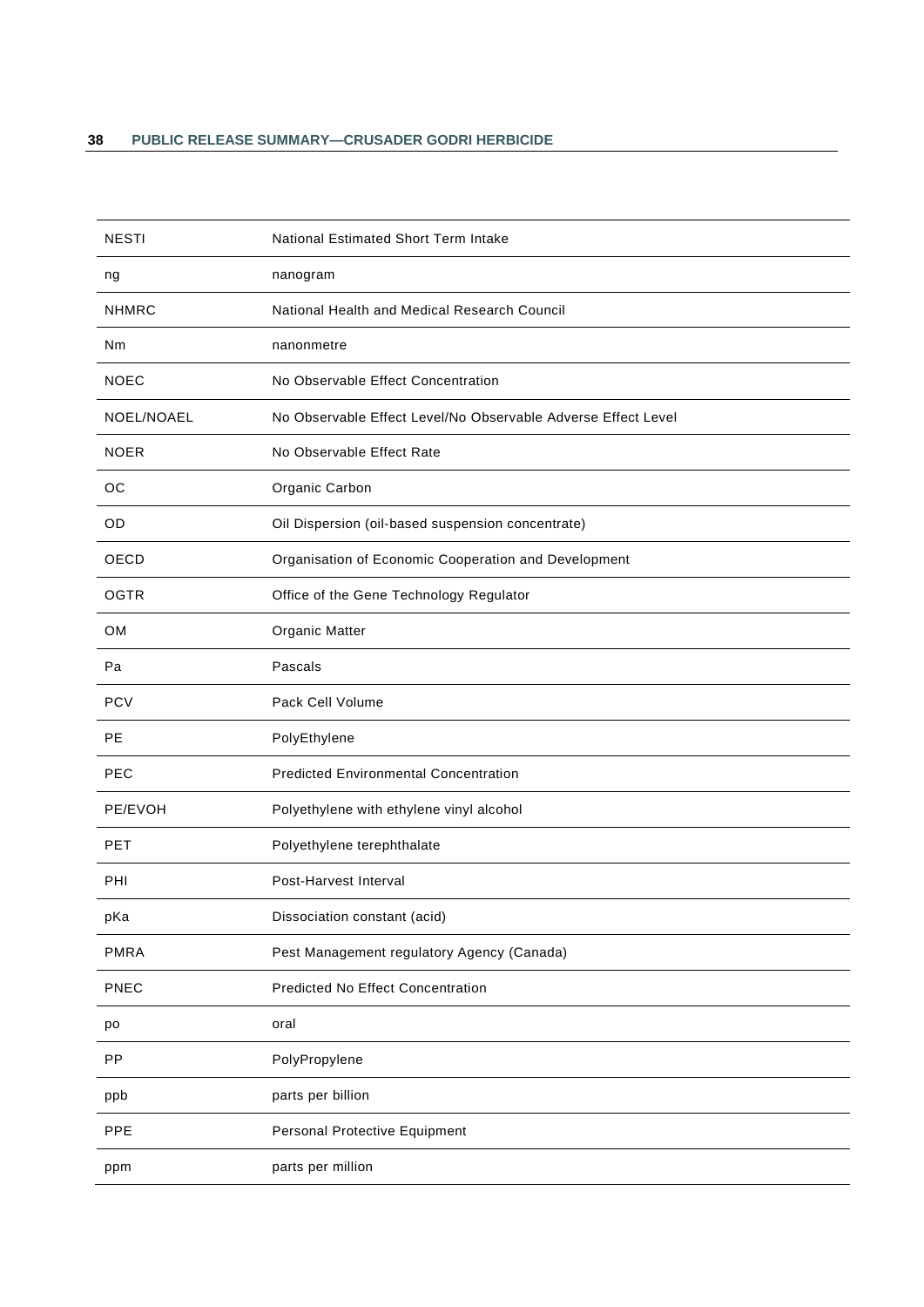| | |
|---|---|
| NESTI | National Estimated Short Term Intake |
| ng | nanogram |
| NHMRC | National Health and Medical Research Council |
| Nm | nanonmetre |
| NOEC | No Observable Effect Concentration |
| NOEL/NOAEL | No Observable Effect Level/No Observable Adverse Effect Level |
| NOER | No Observable Effect Rate |
| OC | Organic Carbon |
| OD | Oil Dispersion (oil-based suspension concentrate) |
| OECD | Organisation of Economic Cooperation and Development |
| OGTR | Office of the Gene Technology Regulator |
| OM | Organic Matter |
| Pa | Pascals |
| PCV | Pack Cell Volume |
| PE | PolyEthylene |
| PEC | Predicted Environmental Concentration |
| PE/EVOH | Polyethylene with ethylene vinyl alcohol |
| PET | Polyethylene terephthalate |
| PHI | Post-Harvest Interval |
| pKa | Dissociation constant (acid) |
| PMRA | Pest Management regulatory Agency (Canada) |
| PNEC | Predicted No Effect Concentration |
| po | oral |
| PP | PolyPropylene |
| ppb | parts per billion |
| PPE | Personal Protective Equipment |
| ppm | parts per million |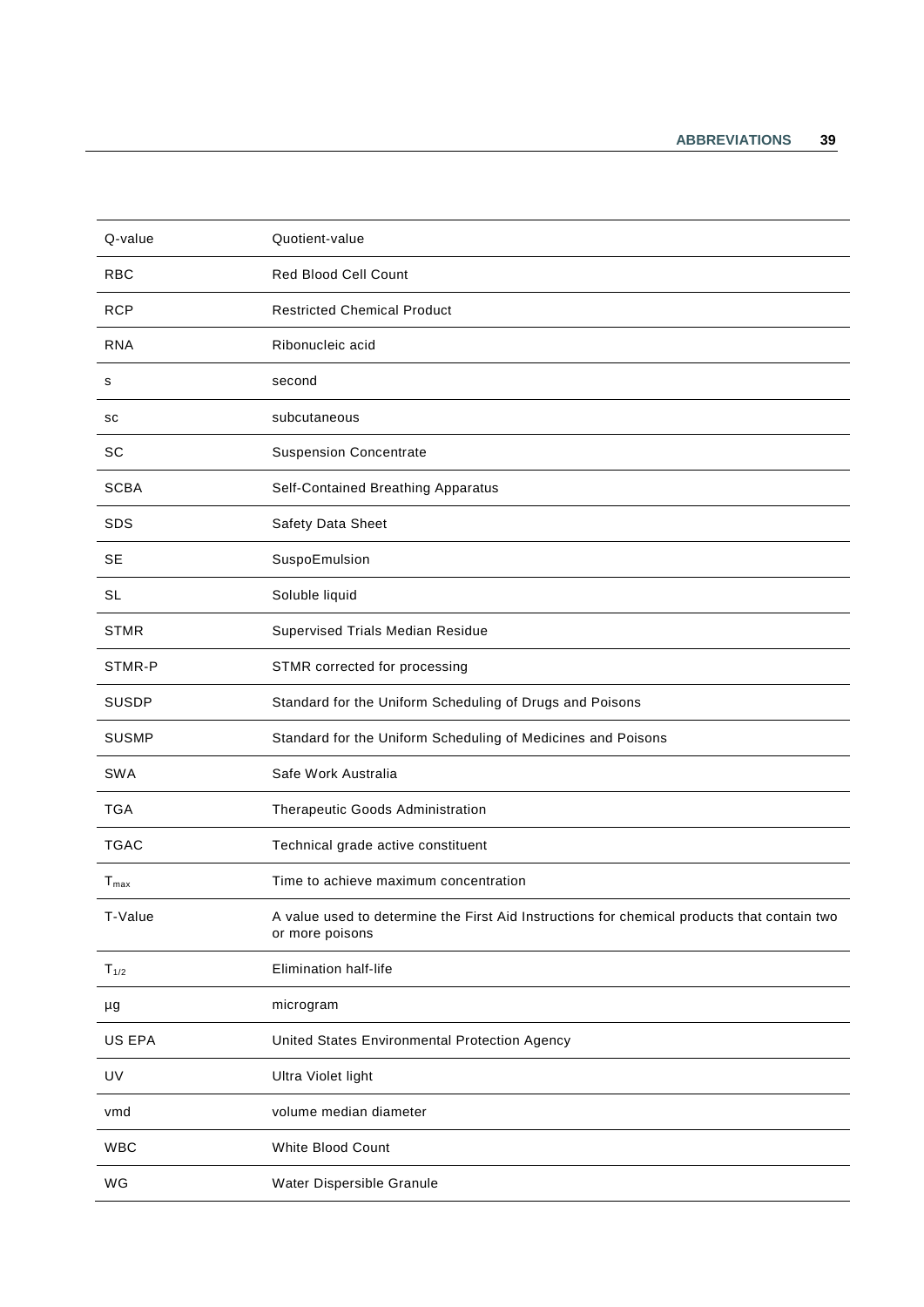| | |
|---|---|
| Q-value | Quotient-value |
| RBC | Red Blood Cell Count |
| RCP | Restricted Chemical Product |
| RNA | Ribonucleic acid |
| s | second |
| sc | subcutaneous |
| SC | Suspension Concentrate |
| SCBA | Self-Contained Breathing Apparatus |
| SDS | Safety Data Sheet |
| SE | SuspoEmulsion |
| SL | Soluble liquid |
| STMR | Supervised Trials Median Residue |
| STMR-P | STMR corrected for processing |
| SUSDP | Standard for the Uniform Scheduling of Drugs and Poisons |
| SUSMP | Standard for the Uniform Scheduling of Medicines and Poisons |
| SWA | Safe Work Australia |
| TGA | Therapeutic Goods Administration |
| TGAC | Technical grade active constituent |
| $T_{max}$ | Time to achieve maximum concentration |
| T-Value | A value used to determine the First Aid Instructions for chemical products that contain two or more poisons |
| $T_{1/2}$ | Elimination half-life |
| µg | microgram |
| US EPA | United States Environmental Protection Agency |
| UV | Ultra Violet light |
| vmd | volume median diameter |
| WBC | White Blood Count |
| WG | Water Dispersible Granule |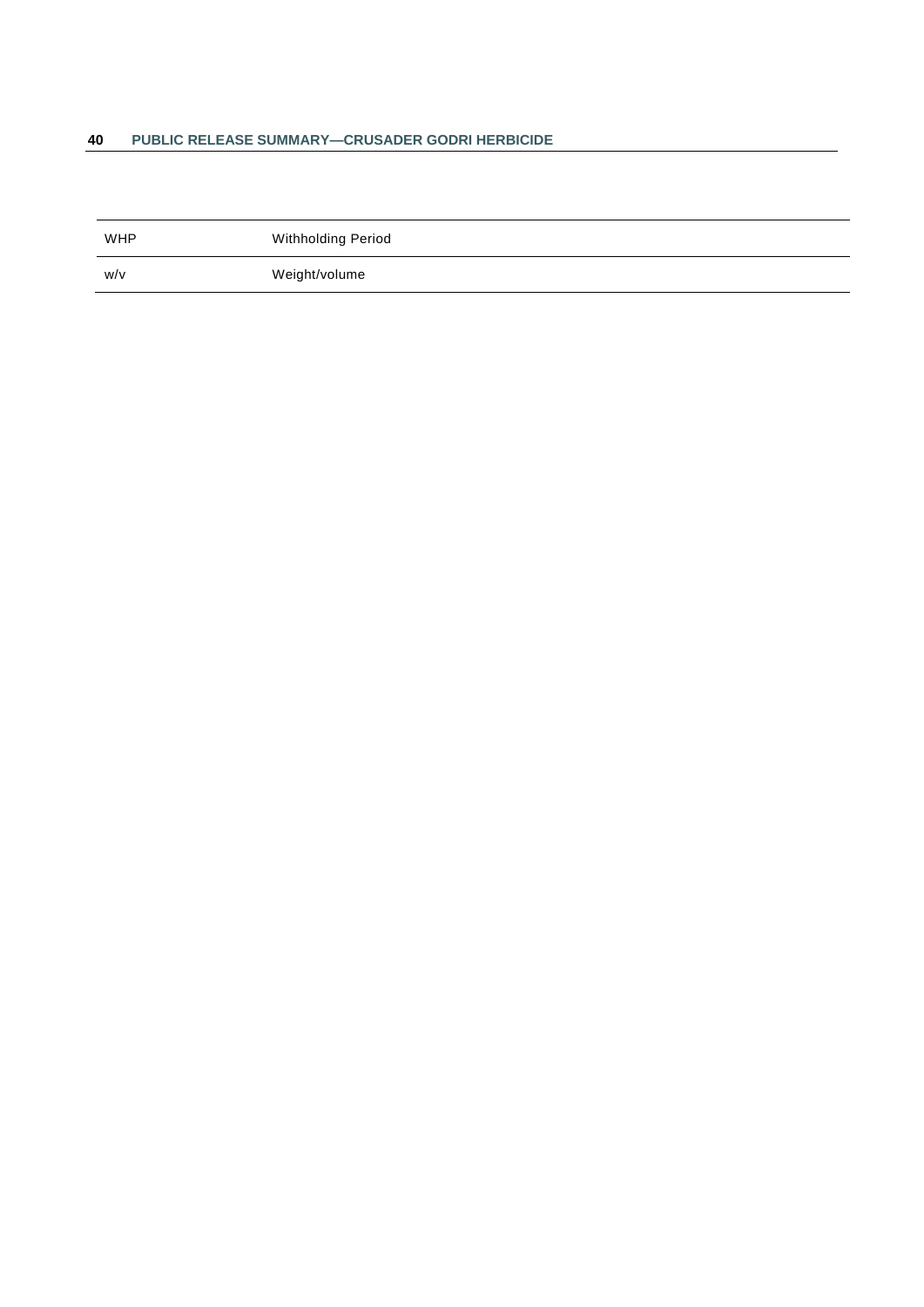| | |
|---|---|
| WHP | Withholding Period |
| w/v | Weight/volume |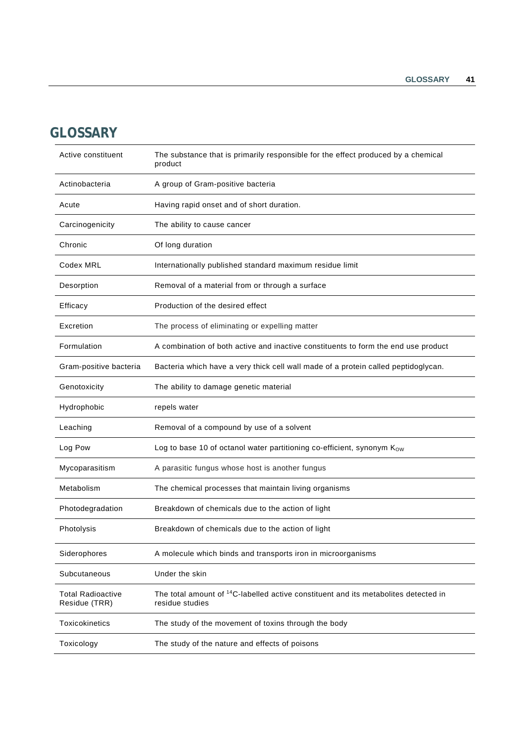# GLOSSARY

| | |
|---|---|
| Active constituent | The substance that is primarily responsible for the effect produced by a chemical product |
| Actinobacteria | A group of Gram-positive bacteria |
| Acute | Having rapid onset and of short duration. |
| Carcinogenicity | The ability to cause cancer |
| Chronic | Of long duration |
| Codex MRL | Internationally published standard maximum residue limit |
| Desorption | Removal of a material from or through a surface |
| Efficacy | Production of the desired effect |
| Excretion | The process of eliminating or expelling matter |
| Formulation | A combination of both active and inactive constituents to form the end use product |
| Gram-positive bacteria | Bacteria which have a very thick cell wall made of a protein called peptidoglycan. |
| Genotoxicity | The ability to damage genetic material |
| Hydrophobic | repels water |
| Leaching | Removal of a compound by use of a solvent |
| Log Pow | Log to base 10 of octanol water partitioning co-efficient, synonym $K_{OW}$ |
| Mycoparasitism | A parasitic fungus whose host is another fungus |
| Metabolism | The chemical processes that maintain living organisms |
| Photodegradation | Breakdown of chemicals due to the action of light |
| Photolysis | Breakdown of chemicals due to the action of light |
| Siderophores | A molecule which binds and transports iron in microorganisms |
| Subcutaneous | Under the skin |
| Total Radioactive Residue (TRR) | The total amount of $^{14}C$-labelled active constituent and its metabolites detected in residue studies |
| Toxicokinetics | The study of the movement of toxins through the body |
| Toxicology | The study of the nature and effects of poisons |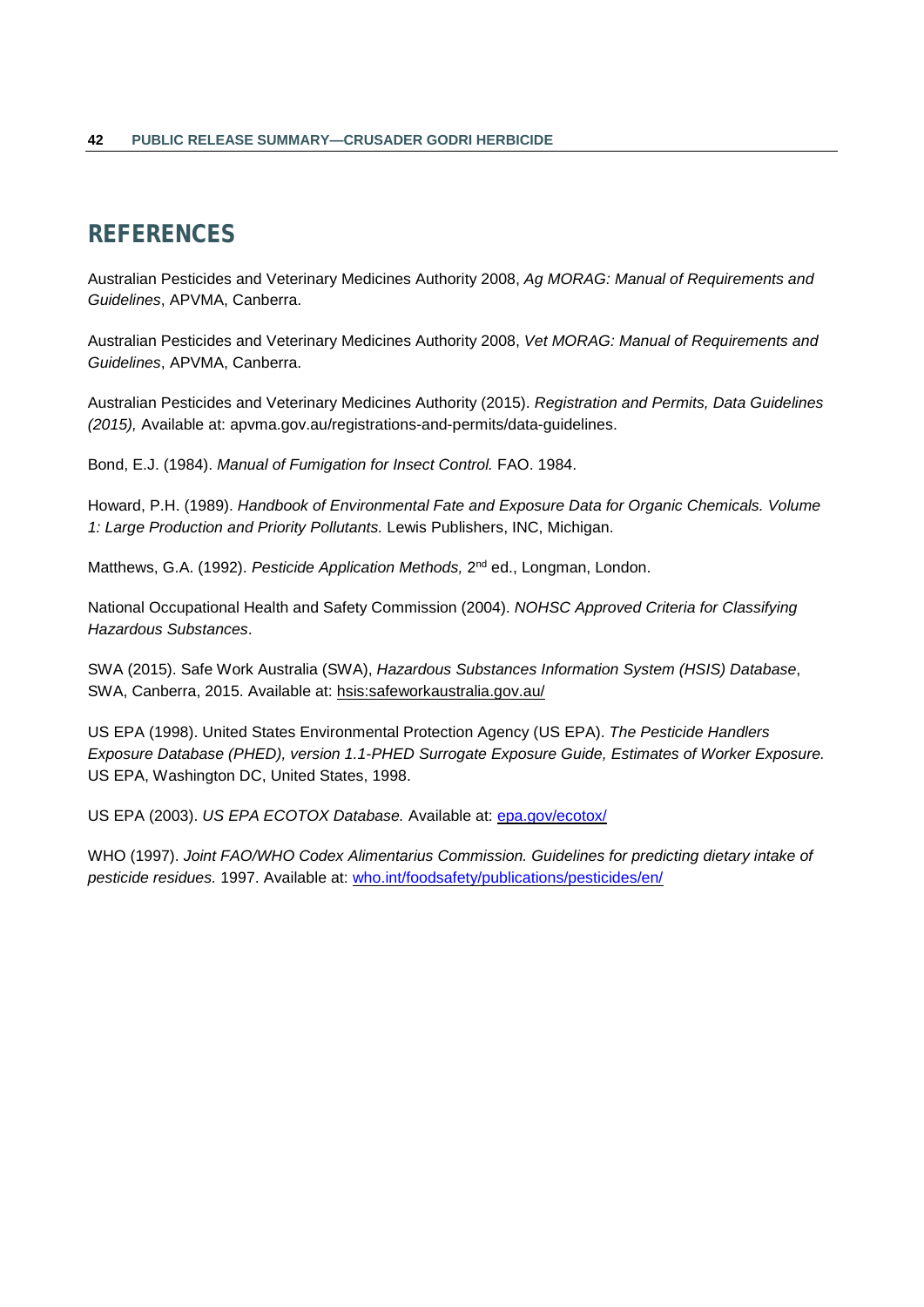# REFERENCES

Australian Pesticides and Veterinary Medicines Authority 2008, *Ag MORAG: Manual of Requirements and Guidelines*, APVMA, Canberra.

Australian Pesticides and Veterinary Medicines Authority 2008, *Vet MORAG: Manual of Requirements and Guidelines*, APVMA, Canberra.

Australian Pesticides and Veterinary Medicines Authority (2015). *Registration and Permits, Data Guidelines (2015),* Available at: apvma.gov.au/registrations-and-permits/data-guidelines.

Bond, E.J. (1984). *Manual of Fumigation for Insect Control.* FAO. 1984.

Howard, P.H. (1989). *Handbook of Environmental Fate and Exposure Data for Organic Chemicals. Volume 1: Large Production and Priority Pollutants.* Lewis Publishers, INC, Michigan.

Matthews, G.A. (1992). *Pesticide Application Methods,* 2nd ed., Longman, London.

National Occupational Health and Safety Commission (2004). *NOHSC Approved Criteria for Classifying Hazardous Substances*.

SWA (2015). Safe Work Australia (SWA), *Hazardous Substances Information System (HSIS) Database*, SWA, Canberra, 2015. Available at: hsis:safeworkaustralia.gov.au/

US EPA (1998). United States Environmental Protection Agency (US EPA). *The Pesticide Handlers Exposure Database (PHED), version 1.1-PHED Surrogate Exposure Guide, Estimates of Worker Exposure.* US EPA, Washington DC, United States, 1998.

US EPA (2003). *US EPA ECOTOX Database.* Available at: epa.gov/ecotox/

WHO (1997). *Joint FAO/WHO Codex Alimentarius Commission. Guidelines for predicting dietary intake of pesticide residues.* 1997. Available at: who.int/foodsafety/publications/pesticides/en/